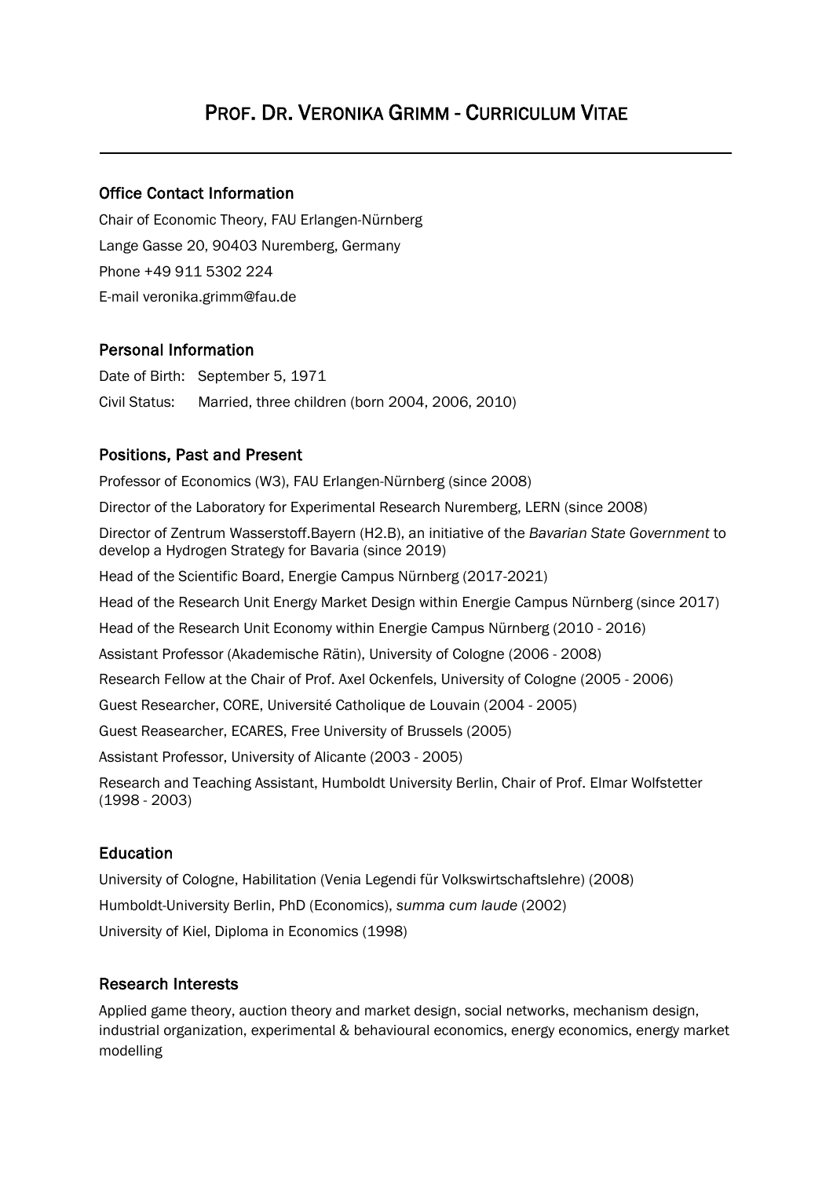# PROF. DR. VERONIKA GRIMM - CURRICULUM VITAE

## Office Contact Information

Chair of Economic Theory, FAU Erlangen-Nürnberg

Lange Gasse 20, 90403 Nuremberg, Germany

Phone +49 911 5302 224

E-mail veronika.grimm@fau.de

## Personal Information

Date of Birth: September 5, 1971

Civil Status: Married, three children (born 2004, 2006, 2010)

## Positions, Past and Present

Professor of Economics (W3), FAU Erlangen-Nürnberg (since 2008)

Director of the Laboratory for Experimental Research Nuremberg, LERN (since 2008)

Director of Zentrum Wasserstoff.Bayern (H2.B), an initiative of the *Bavarian State Government* to develop a Hydrogen Strategy for Bavaria (since 2019)

Head of the Scientific Board, Energie Campus Nürnberg (2017-2021)

Head of the Research Unit Energy Market Design within Energie Campus Nürnberg (since 2017)

Head of the Research Unit Economy within Energie Campus Nürnberg (2010 - 2016)

Assistant Professor (Akademische Rätin), University of Cologne (2006 - 2008)

Research Fellow at the Chair of Prof. Axel Ockenfels, University of Cologne (2005 - 2006)

Guest Researcher, CORE, Université Catholique de Louvain (2004 - 2005)

Guest Reasearcher, ECARES, Free University of Brussels (2005)

Assistant Professor, University of Alicante (2003 - 2005)

Research and Teaching Assistant, Humboldt University Berlin, Chair of Prof. Elmar Wolfstetter (1998 - 2003)

## Education

University of Cologne, Habilitation (Venia Legendi für Volkswirtschaftslehre) (2008)

Humboldt-University Berlin, PhD (Economics), *summa cum laude* (2002)

University of Kiel, Diploma in Economics (1998)

## Research Interests

Applied game theory, auction theory and market design, social networks, mechanism design, industrial organization, experimental & behavioural economics, energy economics, energy market modelling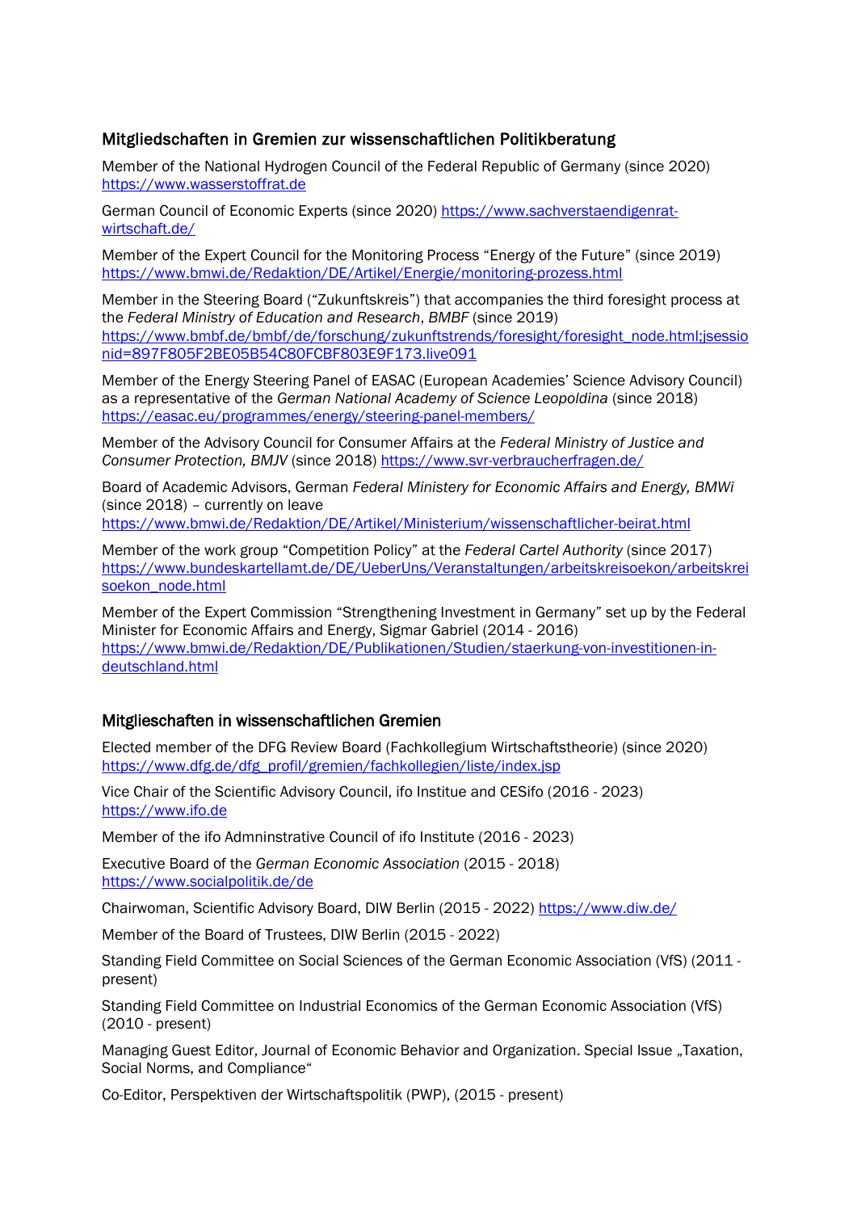## Mitgliedschaften in Gremien zur wissenschaftlichen Politikberatung

Member of the National Hydrogen Council of the Federal Republic of Germany (since 2020) https://www.wasserstoffrat.de

German Council of Economic Experts (since 2020) https://www.sachverstaendigenrat-wirtschaft.de/

Member of the Expert Council for the Monitoring Process "Energy of the Future" (since 2019) https://www.bmwi.de/Redaktion/DE/Artikel/Energie/monitoring-prozess.html

Member in the Steering Board ("Zukunftskreis") that accompanies the third foresight process at the *Federal Ministry of Education and Research*, *BMBF* (since 2019) https://www.bmbf.de/bmbf/de/forschung/zukunftstrends/foresight/foresight_node.html;jsessionid=897F805F2BE05B54C80FCBF803E9F173.live091

Member of the Energy Steering Panel of EASAC (European Academies' Science Advisory Council) as a representative of the *German National Academy of Science Leopoldina* (since 2018) https://easac.eu/programmes/energy/steering-panel-members/

Member of the Advisory Council for Consumer Affairs at the *Federal Ministry of Justice and Consumer Protection, BMJV* (since 2018) https://www.svr-verbraucherfragen.de/

Board of Academic Advisors, German *Federal Ministery for Economic Affairs and Energy, BMWi* (since 2018) – currently on leave https://www.bmwi.de/Redaktion/DE/Artikel/Ministerium/wissenschaftlicher-beirat.html

Member of the work group "Competition Policy" at the *Federal Cartel Authority* (since 2017) https://www.bundeskartellamt.de/DE/UeberUns/Veranstaltungen/arbeitskreisoekon/arbeitskreisoekon_node.html

Member of the Expert Commission "Strengthening Investment in Germany" set up by the Federal Minister for Economic Affairs and Energy, Sigmar Gabriel (2014 - 2016) https://www.bmwi.de/Redaktion/DE/Publikationen/Studien/staerkung-von-investitionen-in-deutschland.html

## Mitglieschaften in wissenschaftlichen Gremien

Elected member of the DFG Review Board (Fachkollegium Wirtschaftstheorie) (since 2020) https://www.dfg.de/dfg_profil/gremien/fachkollegien/liste/index.jsp

Vice Chair of the Scientific Advisory Council, ifo Institue and CESifo (2016 - 2023) https://www.ifo.de

Member of the ifo Admninstrative Council of ifo Institute (2016 - 2023)

Executive Board of the *German Economic Association* (2015 - 2018) https://www.socialpolitik.de/de

Chairwoman, Scientific Advisory Board, DIW Berlin (2015 - 2022) https://www.diw.de/

Member of the Board of Trustees, DIW Berlin (2015 - 2022)

Standing Field Committee on Social Sciences of the German Economic Association (VfS) (2011 - present)

Standing Field Committee on Industrial Economics of the German Economic Association (VfS) (2010 - present)

Managing Guest Editor, Journal of Economic Behavior and Organization. Special Issue „Taxation, Social Norms, and Compliance"

Co-Editor, Perspektiven der Wirtschaftspolitik (PWP), (2015 - present)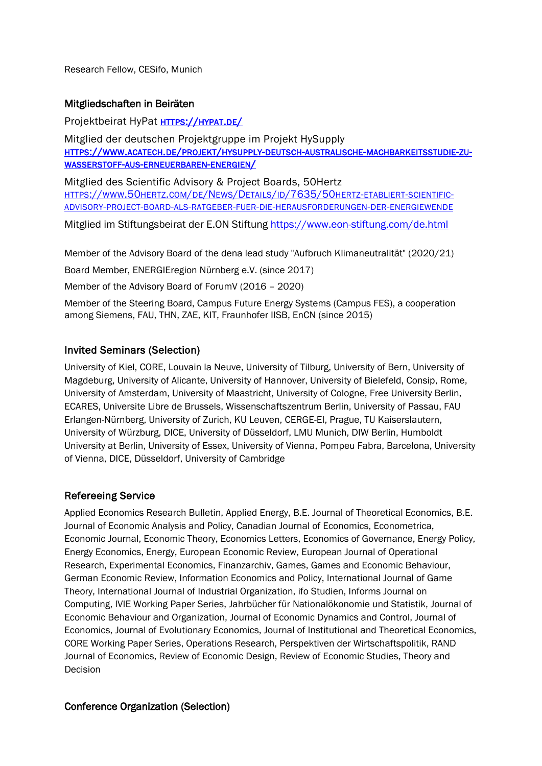Research Fellow, CESifo, Munich

## Mitgliedschaften in Beiräten

Projektbeirat HyPat [HTTPS://HYPAT.DE/](https://hypat.de/)

Mitglied der deutschen Projektgruppe im Projekt HySupply [HTTPS://WWW.ACATECH.DE/PROJEKT/HYSUPPLY-DEUTSCH-AUSTRALISCHE-MACHBARKEITSSTUDIE-ZU-WASSERSTOFF-AUS-ERNEUERBAREN-ENERGIEN/](https://www.acatech.de/projekt/hysupply-deutsch-australische-machbarkeitsstudie-zu-wasserstoff-aus-erneuerbaren-energien/)

Mitglied des Scientific Advisory & Project Boards, 50Hertz [HTTPS://WWW.50HERTZ.COM/DE/NEWS/DETAILS/ID/7635/50HERTZ-ETABLIERT-SCIENTIFIC-ADVISORY-PROJECT-BOARD-ALS-RATGEBER-FUER-DIE-HERAUSFORDERUNGEN-DER-ENERGIEWENDE](https://www.50hertz.com/de/News/Details/id/7635/50hertz-etabliert-scientific-advisory-project-board-als-ratgeber-fuer-die-herausforderungen-der-energiewende)

Mitglied im Stiftungsbeirat der E.ON Stiftung [https://www.eon-stiftung.com/de.html](https://www.eon-stiftung.com/de.html)

Member of the Advisory Board of the dena lead study "Aufbruch Klimaneutralität" (2020/21)

Board Member, ENERGIEregion Nürnberg e.V. (since 2017)

Member of the Advisory Board of ForumV (2016 – 2020)

Member of the Steering Board, Campus Future Energy Systems (Campus FES), a cooperation among Siemens, FAU, THN, ZAE, KIT, Fraunhofer IISB, EnCN (since 2015)

## Invited Seminars (Selection)

University of Kiel, CORE, Louvain la Neuve, University of Tilburg, University of Bern, University of Magdeburg, University of Alicante, University of Hannover, University of Bielefeld, Consip, Rome, University of Amsterdam, University of Maastricht, University of Cologne, Free University Berlin, ECARES, Universite Libre de Brussels, Wissenschaftszentrum Berlin, University of Passau, FAU Erlangen-Nürnberg, University of Zurich, KU Leuven, CERGE-EI, Prague, TU Kaiserslautern, University of Würzburg, DICE, University of Düsseldorf, LMU Munich, DIW Berlin, Humboldt University at Berlin, University of Essex, University of Vienna, Pompeu Fabra, Barcelona, University of Vienna, DICE, Düsseldorf, University of Cambridge

## Refereeing Service

Applied Economics Research Bulletin, Applied Energy, B.E. Journal of Theoretical Economics, B.E. Journal of Economic Analysis and Policy, Canadian Journal of Economics, Econometrica, Economic Journal, Economic Theory, Economics Letters, Economics of Governance, Energy Policy, Energy Economics, Energy, European Economic Review, European Journal of Operational Research, Experimental Economics, Finanzarchiv, Games, Games and Economic Behaviour, German Economic Review, Information Economics and Policy, International Journal of Game Theory, International Journal of Industrial Organization, ifo Studien, Informs Journal on Computing, IVIE Working Paper Series, Jahrbücher für Nationalökonomie und Statistik, Journal of Economic Behaviour and Organization, Journal of Economic Dynamics and Control, Journal of Economics, Journal of Evolutionary Economics, Journal of Institutional and Theoretical Economics, CORE Working Paper Series, Operations Research, Perspektiven der Wirtschaftspolitik, RAND Journal of Economics, Review of Economic Design, Review of Economic Studies, Theory and Decision

## Conference Organization (Selection)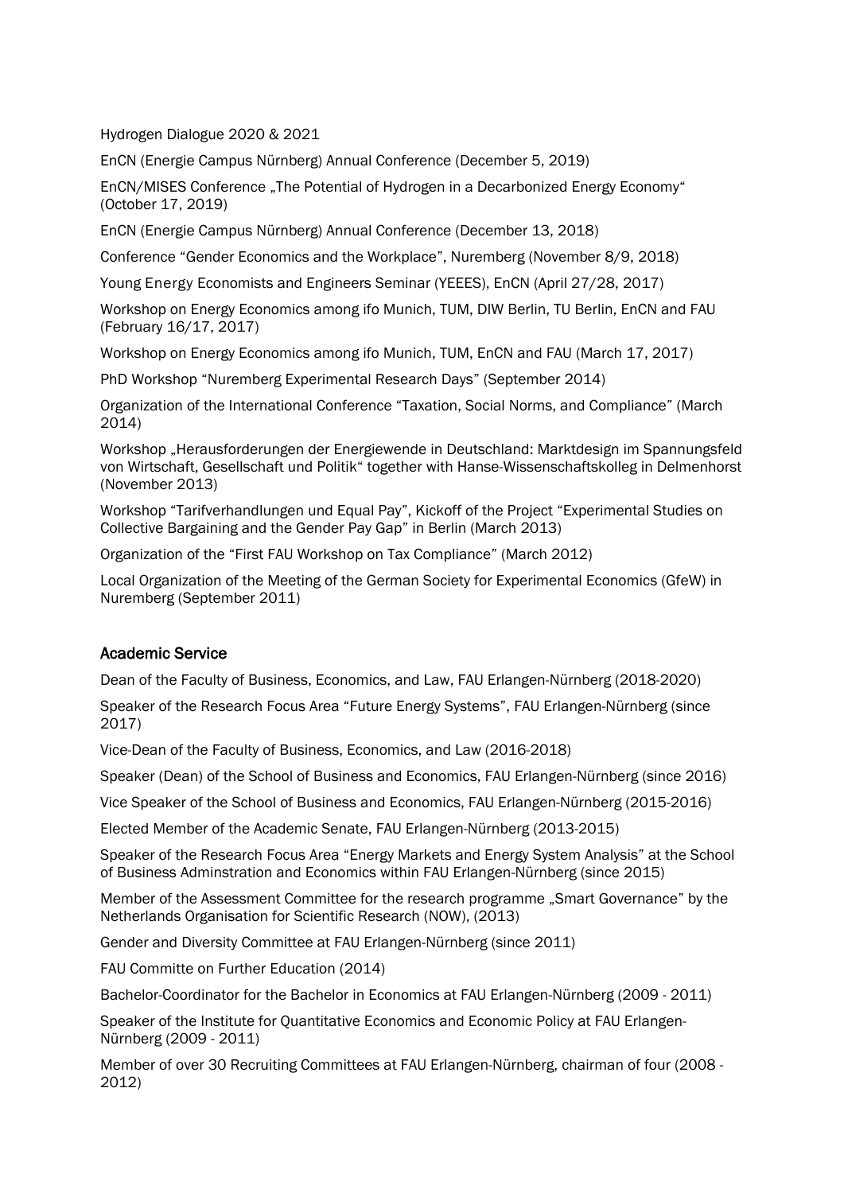Hydrogen Dialogue 2020 & 2021

EnCN (Energie Campus Nürnberg) Annual Conference (December 5, 2019)

EnCN/MISES Conference „The Potential of Hydrogen in a Decarbonized Energy Economy“ (October 17, 2019)

EnCN (Energie Campus Nürnberg) Annual Conference (December 13, 2018)

Conference “Gender Economics and the Workplace”, Nuremberg (November 8/9, 2018)

Young Energy Economists and Engineers Seminar (YEEES), EnCN (April 27/28, 2017)

Workshop on Energy Economics among ifo Munich, TUM, DIW Berlin, TU Berlin, EnCN and FAU (February 16/17, 2017)

Workshop on Energy Economics among ifo Munich, TUM, EnCN and FAU (March 17, 2017)

PhD Workshop “Nuremberg Experimental Research Days” (September 2014)

Organization of the International Conference “Taxation, Social Norms, and Compliance” (March 2014)

Workshop „Herausforderungen der Energiewende in Deutschland: Marktdesign im Spannungsfeld von Wirtschaft, Gesellschaft und Politik“ together with Hanse-Wissenschaftskolleg in Delmenhorst (November 2013)

Workshop “Tarifverhandlungen und Equal Pay”, Kickoff of the Project “Experimental Studies on Collective Bargaining and the Gender Pay Gap” in Berlin (March 2013)

Organization of the “First FAU Workshop on Tax Compliance” (March 2012)

Local Organization of the Meeting of the German Society for Experimental Economics (GfeW) in Nuremberg (September 2011)

## Academic Service

Dean of the Faculty of Business, Economics, and Law, FAU Erlangen-Nürnberg (2018-2020)

Speaker of the Research Focus Area “Future Energy Systems”, FAU Erlangen-Nürnberg (since 2017)

Vice-Dean of the Faculty of Business, Economics, and Law (2016-2018)

Speaker (Dean) of the School of Business and Economics, FAU Erlangen-Nürnberg (since 2016)

Vice Speaker of the School of Business and Economics, FAU Erlangen-Nürnberg (2015-2016)

Elected Member of the Academic Senate, FAU Erlangen-Nürnberg (2013-2015)

Speaker of the Research Focus Area “Energy Markets and Energy System Analysis” at the School of Business Adminstration and Economics within FAU Erlangen-Nürnberg (since 2015)

Member of the Assessment Committee for the research programme „Smart Governance” by the Netherlands Organisation for Scientific Research (NOW), (2013)

Gender and Diversity Committee at FAU Erlangen-Nürnberg (since 2011)

FAU Committe on Further Education (2014)

Bachelor-Coordinator for the Bachelor in Economics at FAU Erlangen-Nürnberg (2009 - 2011)

Speaker of the Institute for Quantitative Economics and Economic Policy at FAU Erlangen-Nürnberg (2009 - 2011)

Member of over 30 Recruiting Committees at FAU Erlangen-Nürnberg, chairman of four (2008 - 2012)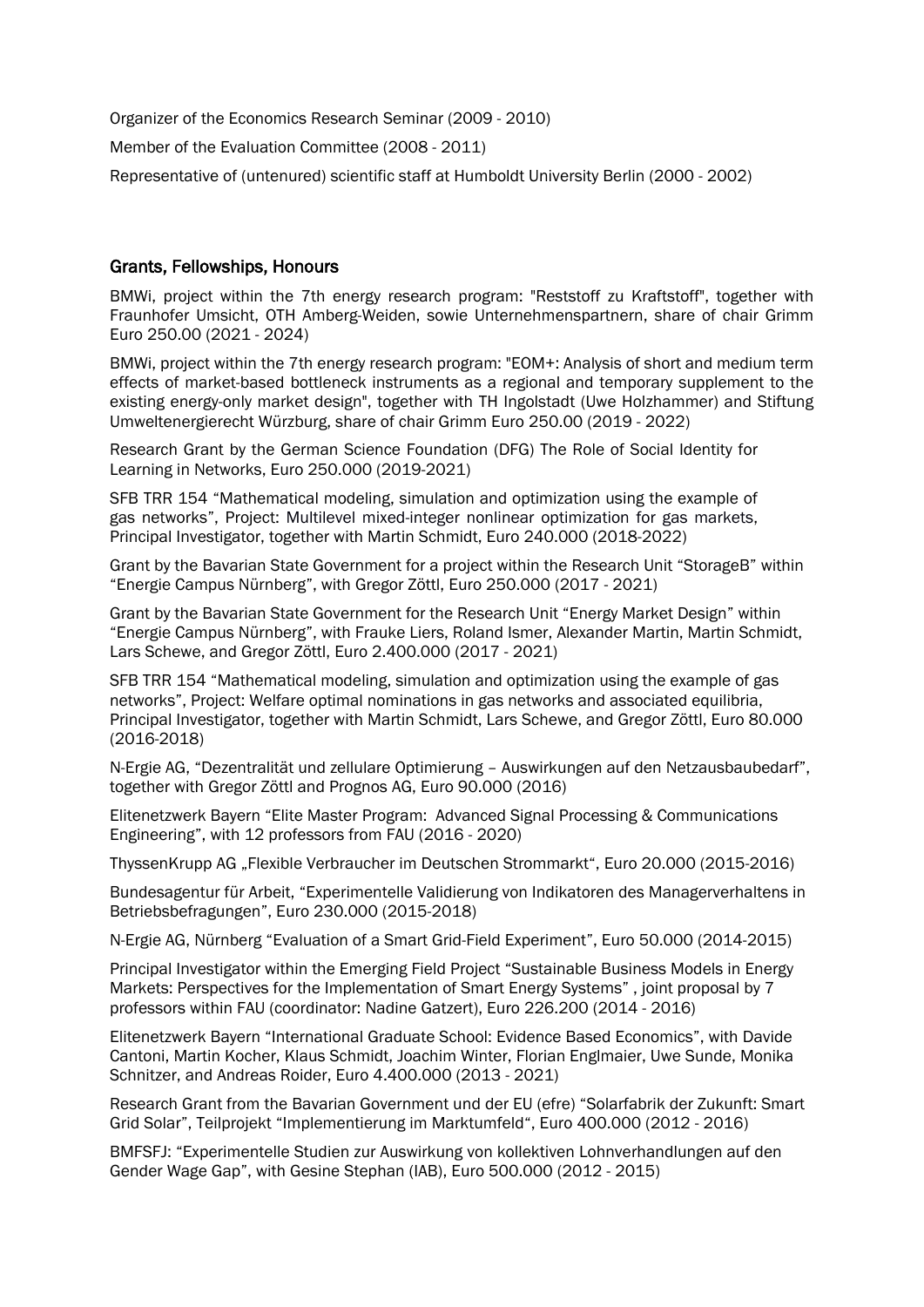Organizer of the Economics Research Seminar (2009 - 2010)

Member of the Evaluation Committee (2008 - 2011)

Representative of (untenured) scientific staff at Humboldt University Berlin (2000 - 2002)

## Grants, Fellowships, Honours

BMWi, project within the 7th energy research program: "Reststoff zu Kraftstoff", together with Fraunhofer Umsicht, OTH Amberg-Weiden, sowie Unternehmenspartnern, share of chair Grimm Euro 250.00 (2021 - 2024)

BMWi, project within the 7th energy research program: "EOM+: Analysis of short and medium term effects of market-based bottleneck instruments as a regional and temporary supplement to the existing energy-only market design", together with TH Ingolstadt (Uwe Holzhammer) and Stiftung Umweltenergierecht Würzburg, share of chair Grimm Euro 250.00 (2019 - 2022)

Research Grant by the German Science Foundation (DFG) The Role of Social Identity for Learning in Networks, Euro 250.000 (2019-2021)

SFB TRR 154 "Mathematical modeling, simulation and optimization using the example of gas networks", Project: Multilevel mixed-integer nonlinear optimization for gas markets, Principal Investigator, together with Martin Schmidt, Euro 240.000 (2018-2022)

Grant by the Bavarian State Government for a project within the Research Unit "StorageB" within "Energie Campus Nürnberg", with Gregor Zöttl, Euro 250.000 (2017 - 2021)

Grant by the Bavarian State Government for the Research Unit "Energy Market Design" within "Energie Campus Nürnberg", with Frauke Liers, Roland Ismer, Alexander Martin, Martin Schmidt, Lars Schewe, and Gregor Zöttl, Euro 2.400.000 (2017 - 2021)

SFB TRR 154 "Mathematical modeling, simulation and optimization using the example of gas networks", Project: Welfare optimal nominations in gas networks and associated equilibria, Principal Investigator, together with Martin Schmidt, Lars Schewe, and Gregor Zöttl, Euro 80.000 (2016-2018)

N-Ergie AG, "Dezentralität und zellulare Optimierung – Auswirkungen auf den Netzausbaubedarf", together with Gregor Zöttl and Prognos AG, Euro 90.000 (2016)

Elitenetzwerk Bayern "Elite Master Program: Advanced Signal Processing & Communications Engineering", with 12 professors from FAU (2016 - 2020)

ThyssenKrupp AG „Flexible Verbraucher im Deutschen Strommarkt", Euro 20.000 (2015-2016)

Bundesagentur für Arbeit, "Experimentelle Validierung von Indikatoren des Managerverhaltens in Betriebsbefragungen", Euro 230.000 (2015-2018)

N-Ergie AG, Nürnberg "Evaluation of a Smart Grid-Field Experiment", Euro 50.000 (2014-2015)

Principal Investigator within the Emerging Field Project "Sustainable Business Models in Energy Markets: Perspectives for the Implementation of Smart Energy Systems" , joint proposal by 7 professors within FAU (coordinator: Nadine Gatzert), Euro 226.200 (2014 - 2016)

Elitenetzwerk Bayern "International Graduate School: Evidence Based Economics", with Davide Cantoni, Martin Kocher, Klaus Schmidt, Joachim Winter, Florian Englmaier, Uwe Sunde, Monika Schnitzer, and Andreas Roider, Euro 4.400.000 (2013 - 2021)

Research Grant from the Bavarian Government und der EU (efre) "Solarfabrik der Zukunft: Smart Grid Solar", Teilprojekt "Implementierung im Marktumfeld", Euro 400.000 (2012 - 2016)

BMFSFJ: "Experimentelle Studien zur Auswirkung von kollektiven Lohnverhandlungen auf den Gender Wage Gap", with Gesine Stephan (IAB), Euro 500.000 (2012 - 2015)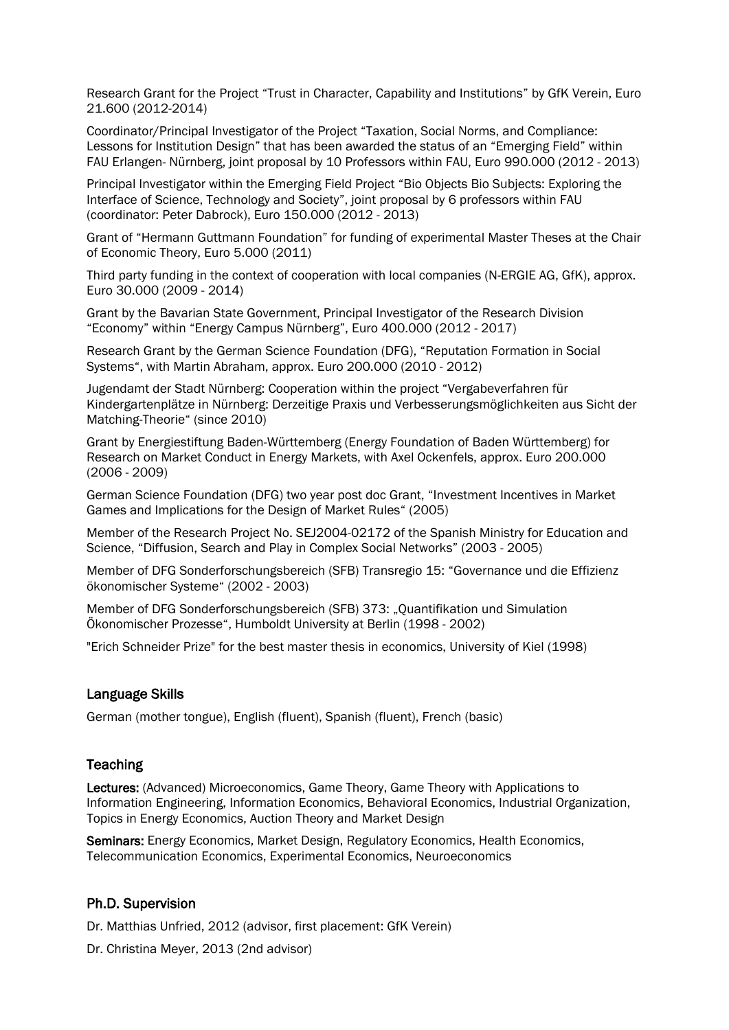Research Grant for the Project "Trust in Character, Capability and Institutions" by GfK Verein, Euro 21.600 (2012-2014)

Coordinator/Principal Investigator of the Project "Taxation, Social Norms, and Compliance: Lessons for Institution Design" that has been awarded the status of an "Emerging Field" within FAU Erlangen- Nürnberg, joint proposal by 10 Professors within FAU, Euro 990.000 (2012 - 2013)

Principal Investigator within the Emerging Field Project "Bio Objects Bio Subjects: Exploring the Interface of Science, Technology and Society", joint proposal by 6 professors within FAU (coordinator: Peter Dabrock), Euro 150.000 (2012 - 2013)

Grant of "Hermann Guttmann Foundation" for funding of experimental Master Theses at the Chair of Economic Theory, Euro 5.000 (2011)

Third party funding in the context of cooperation with local companies (N-ERGIE AG, GfK), approx. Euro 30.000 (2009 - 2014)

Grant by the Bavarian State Government, Principal Investigator of the Research Division "Economy" within "Energy Campus Nürnberg", Euro 400.000 (2012 - 2017)

Research Grant by the German Science Foundation (DFG), "Reputation Formation in Social Systems", with Martin Abraham, approx. Euro 200.000 (2010 - 2012)

Jugendamt der Stadt Nürnberg: Cooperation within the project "Vergabeverfahren für Kindergartenplätze in Nürnberg: Derzeitige Praxis und Verbesserungsmöglichkeiten aus Sicht der Matching-Theorie" (since 2010)

Grant by Energiestiftung Baden-Württemberg (Energy Foundation of Baden Württemberg) for Research on Market Conduct in Energy Markets, with Axel Ockenfels, approx. Euro 200.000 (2006 - 2009)

German Science Foundation (DFG) two year post doc Grant, "Investment Incentives in Market Games and Implications for the Design of Market Rules" (2005)

Member of the Research Project No. SEJ2004-02172 of the Spanish Ministry for Education and Science, "Diffusion, Search and Play in Complex Social Networks" (2003 - 2005)

Member of DFG Sonderforschungsbereich (SFB) Transregio 15: "Governance und die Effizienz ökonomischer Systeme" (2002 - 2003)

Member of DFG Sonderforschungsbereich (SFB) 373: „Quantifikation und Simulation Ökonomischer Prozesse", Humboldt University at Berlin (1998 - 2002)

"Erich Schneider Prize" for the best master thesis in economics, University of Kiel (1998)

## Language Skills

German (mother tongue), English (fluent), Spanish (fluent), French (basic)

## Teaching

**Lectures:** (Advanced) Microeconomics, Game Theory, Game Theory with Applications to Information Engineering, Information Economics, Behavioral Economics, Industrial Organization, Topics in Energy Economics, Auction Theory and Market Design

**Seminars:** Energy Economics, Market Design, Regulatory Economics, Health Economics, Telecommunication Economics, Experimental Economics, Neuroeconomics

## Ph.D. Supervision

Dr. Matthias Unfried, 2012 (advisor, first placement: GfK Verein)

Dr. Christina Meyer, 2013 (2nd advisor)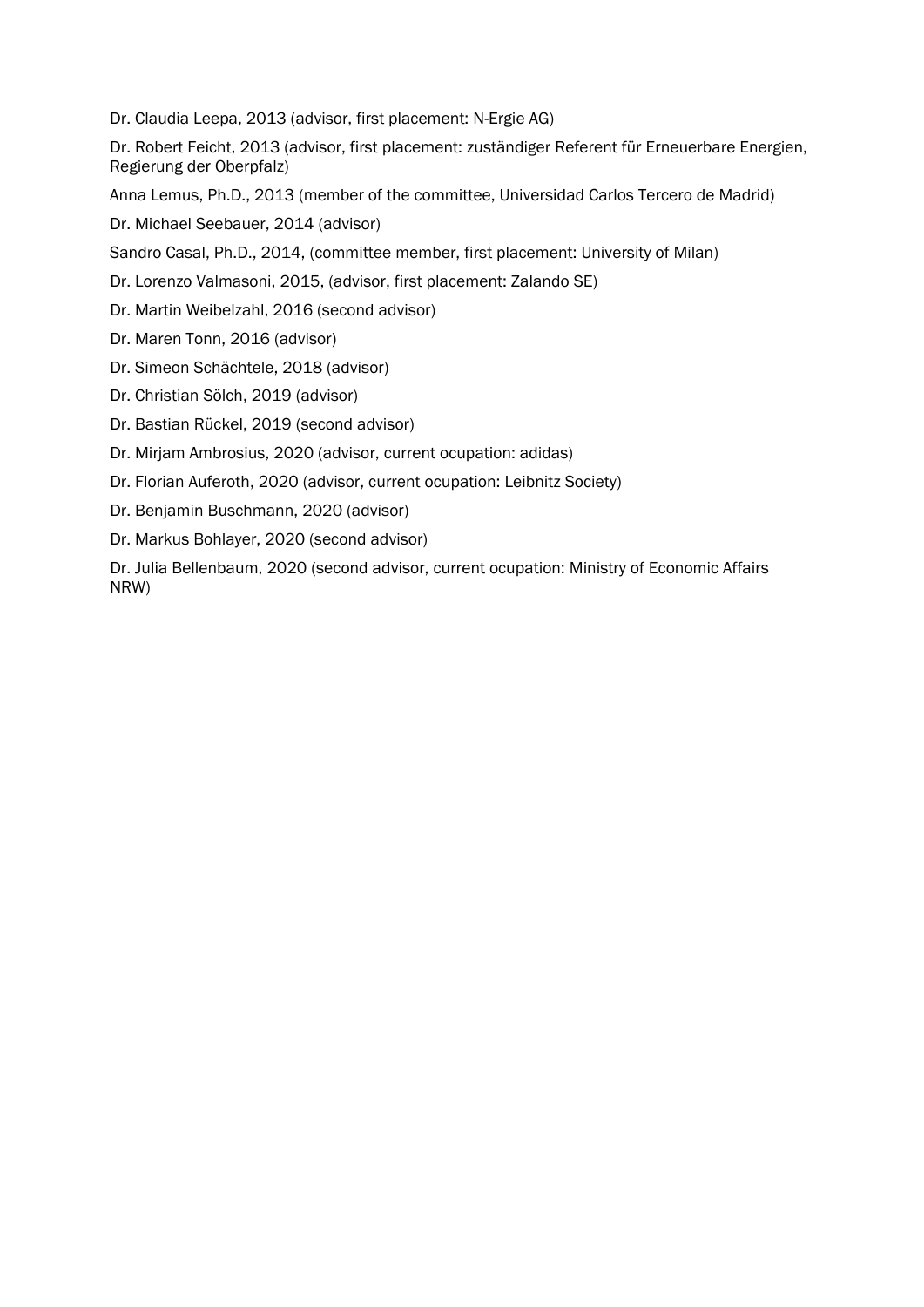Dr. Claudia Leepa, 2013 (advisor, first placement: N-Ergie AG)

Dr. Robert Feicht, 2013 (advisor, first placement: zuständiger Referent für Erneuerbare Energien, Regierung der Oberpfalz)

Anna Lemus, Ph.D., 2013 (member of the committee, Universidad Carlos Tercero de Madrid)

Dr. Michael Seebauer, 2014 (advisor)

Sandro Casal, Ph.D., 2014, (committee member, first placement: University of Milan)

Dr. Lorenzo Valmasoni, 2015, (advisor, first placement: Zalando SE)

Dr. Martin Weibelzahl, 2016 (second advisor)

Dr. Maren Tonn, 2016 (advisor)

Dr. Simeon Schächtele, 2018 (advisor)

Dr. Christian Sölch, 2019 (advisor)

Dr. Bastian Rückel, 2019 (second advisor)

Dr. Mirjam Ambrosius, 2020 (advisor, current ocupation: adidas)

Dr. Florian Auferoth, 2020 (advisor, current ocupation: Leibnitz Society)

Dr. Benjamin Buschmann, 2020 (advisor)

Dr. Markus Bohlayer, 2020 (second advisor)

Dr. Julia Bellenbaum, 2020 (second advisor, current ocupation: Ministry of Economic Affairs NRW)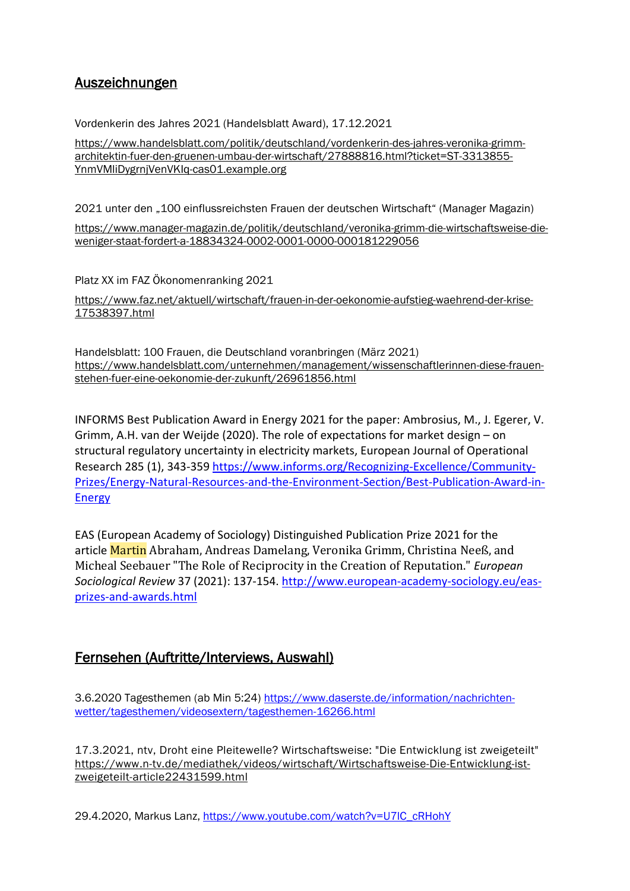## Auszeichnungen

Vordenkerin des Jahres 2021 (Handelsblatt Award), 17.12.2021

https://www.handelsblatt.com/politik/deutschland/vordenkerin-des-jahres-veronika-grimm-architektin-fuer-den-gruenen-umbau-der-wirtschaft/27888816.html?ticket=ST-3313855-YnmVMliDygrnjVenVKIq-cas01.example.org

2021 unter den „100 einflussreichsten Frauen der deutschen Wirtschaft" (Manager Magazin)

https://www.manager-magazin.de/politik/deutschland/veronika-grimm-die-wirtschaftsweise-die-weniger-staat-fordert-a-18834324-0002-0001-0000-000181229056

Platz XX im FAZ Ökonomenranking 2021

https://www.faz.net/aktuell/wirtschaft/frauen-in-der-oekonomie-aufstieg-waehrend-der-krise-17538397.html

Handelsblatt: 100 Frauen, die Deutschland voranbringen (März 2021)
https://www.handelsblatt.com/unternehmen/management/wissenschaftlerinnen-diese-frauen-stehen-fuer-eine-oekonomie-der-zukunft/26961856.html

INFORMS Best Publication Award in Energy 2021 for the paper: Ambrosius, M., J. Egerer, V. Grimm, A.H. van der Weijde (2020). The role of expectations for market design – on structural regulatory uncertainty in electricity markets, European Journal of Operational Research 285 (1), 343-359 https://www.informs.org/Recognizing-Excellence/Community-Prizes/Energy-Natural-Resources-and-the-Environment-Section/Best-Publication-Award-in-Energy

EAS (European Academy of Sociology) Distinguished Publication Prize 2021 for the article Martin Abraham, Andreas Damelang, Veronika Grimm, Christina Neeß, and Micheal Seebauer "The Role of Reciprocity in the Creation of Reputation." *European Sociological Review* 37 (2021): 137-154. http://www.european-academy-sociology.eu/eas-prizes-and-awards.html

## Fernsehen (Auftritte/Interviews, Auswahl)

3.6.2020 Tagesthemen (ab Min 5:24) https://www.daserste.de/information/nachrichten-wetter/tagesthemen/videosextern/tagesthemen-16266.html

17.3.2021, ntv, Droht eine Pleitewelle? Wirtschaftsweise: "Die Entwicklung ist zweigeteilt" https://www.n-tv.de/mediathek/videos/wirtschaft/Wirtschaftsweise-Die-Entwicklung-ist-zweigeteilt-article22431599.html

29.4.2020, Markus Lanz, https://www.youtube.com/watch?v=U7IC_cRHohY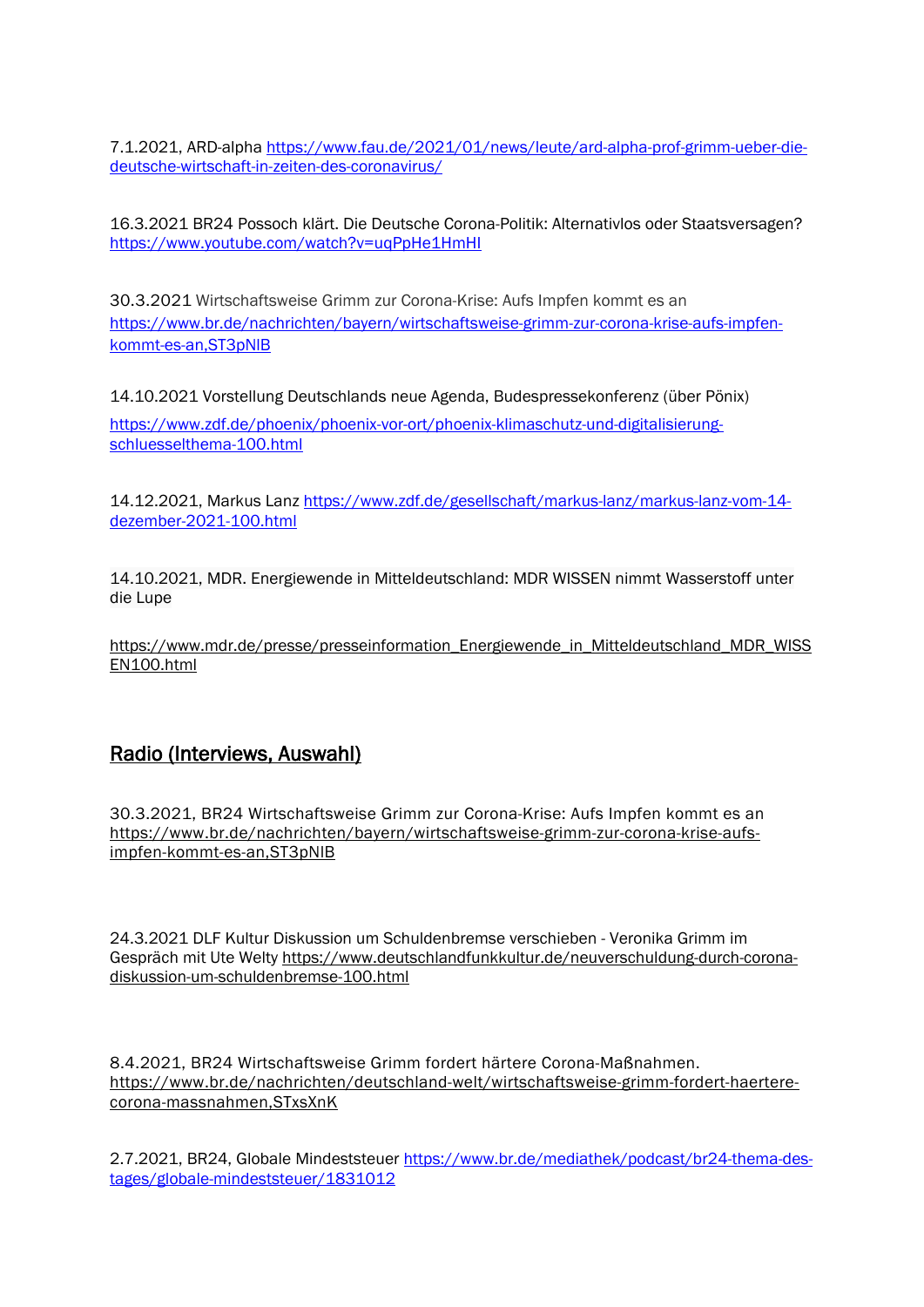7.1.2021, ARD-alpha https://www.fau.de/2021/01/news/leute/ard-alpha-prof-grimm-ueber-die-deutsche-wirtschaft-in-zeiten-des-coronavirus/

16.3.2021 BR24 Possoch klärt. Die Deutsche Corona-Politik: Alternativlos oder Staatsversagen? https://www.youtube.com/watch?v=uqPpHe1HmHI

30.3.2021 Wirtschaftsweise Grimm zur Corona-Krise: Aufs Impfen kommt es an https://www.br.de/nachrichten/bayern/wirtschaftsweise-grimm-zur-corona-krise-aufs-impfen-kommt-es-an,ST3pNIB

14.10.2021 Vorstellung Deutschlands neue Agenda, Budespressekonferenz (über Pönix) https://www.zdf.de/phoenix/phoenix-vor-ort/phoenix-klimaschutz-und-digitalisierung-schluesselthema-100.html

14.12.2021, Markus Lanz https://www.zdf.de/gesellschaft/markus-lanz/markus-lanz-vom-14-dezember-2021-100.html

14.10.2021, MDR. Energiewende in Mitteldeutschland: MDR WISSEN nimmt Wasserstoff unter die Lupe

https://www.mdr.de/presse/presseinformation_Energiewende_in_Mitteldeutschland_MDR_WISSEN100.html

## Radio (Interviews, Auswahl)

30.3.2021, BR24 Wirtschaftsweise Grimm zur Corona-Krise: Aufs Impfen kommt es an https://www.br.de/nachrichten/bayern/wirtschaftsweise-grimm-zur-corona-krise-aufs-impfen-kommt-es-an,ST3pNIB

24.3.2021 DLF Kultur Diskussion um Schuldenbremse verschieben - Veronika Grimm im Gespräch mit Ute Welty https://www.deutschlandfunkkultur.de/neuverschuldung-durch-corona-diskussion-um-schuldenbremse-100.html

8.4.2021, BR24 Wirtschaftsweise Grimm fordert härtere Corona-Maßnahmen. https://www.br.de/nachrichten/deutschland-welt/wirtschaftsweise-grimm-fordert-haertere-corona-massnahmen,STxsXnK

2.7.2021, BR24, Globale Mindeststeuer https://www.br.de/mediathek/podcast/br24-thema-des-tages/globale-mindeststeuer/1831012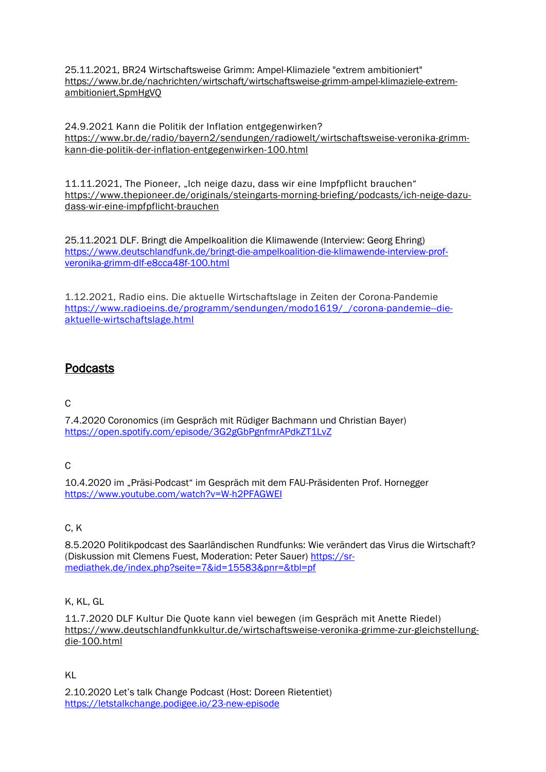25.11.2021, BR24 Wirtschaftsweise Grimm: Ampel-Klimaziele "extrem ambitioniert"
https://www.br.de/nachrichten/wirtschaft/wirtschaftsweise-grimm-ampel-klimaziele-extrem-ambitioniert,SpmHgVQ

24.9.2021 Kann die Politik der Inflation entgegenwirken?
https://www.br.de/radio/bayern2/sendungen/radiowelt/wirtschaftsweise-veronika-grimm-kann-die-politik-der-inflation-entgegenwirken-100.html

11.11.2021, The Pioneer, „Ich neige dazu, dass wir eine Impfpflicht brauchen"
https://www.thepioneer.de/originals/steingarts-morning-briefing/podcasts/ich-neige-dazu-dass-wir-eine-impfpflicht-brauchen

25.11.2021 DLF. Bringt die Ampelkoalition die Klimawende (Interview: Georg Ehring)
https://www.deutschlandfunk.de/bringt-die-ampelkoalition-die-klimawende-interview-prof-veronika-grimm-dlf-e8cca48f-100.html

1.12.2021, Radio eins. Die aktuelle Wirtschaftslage in Zeiten der Corona-Pandemie
https://www.radioeins.de/programm/sendungen/modo1619/_/corona-pandemie--die-aktuelle-wirtschaftslage.html

## Podcasts

C

7.4.2020 Coronomics (im Gespräch mit Rüdiger Bachmann und Christian Bayer)
https://open.spotify.com/episode/3G2gGbPgnfmrAPdkZT1LvZ

C

10.4.2020 im „Präsi-Podcast" im Gespräch mit dem FAU-Präsidenten Prof. Hornegger
https://www.youtube.com/watch?v=W-h2PFAGWEI

C, K

8.5.2020 Politikpodcast des Saarländischen Rundfunks: Wie verändert das Virus die Wirtschaft? (Diskussion mit Clemens Fuest, Moderation: Peter Sauer) https://sr-mediathek.de/index.php?seite=7&id=15583&pnr=&tbl=pf

K, KL, GL

11.7.2020 DLF Kultur Die Quote kann viel bewegen (im Gespräch mit Anette Riedel)
https://www.deutschlandfunkkultur.de/wirtschaftsweise-veronika-grimme-zur-gleichstellung-die-100.html

KL

2.10.2020 Let's talk Change Podcast (Host: Doreen Rietentiet)
https://letstalkchange.podigee.io/23-new-episode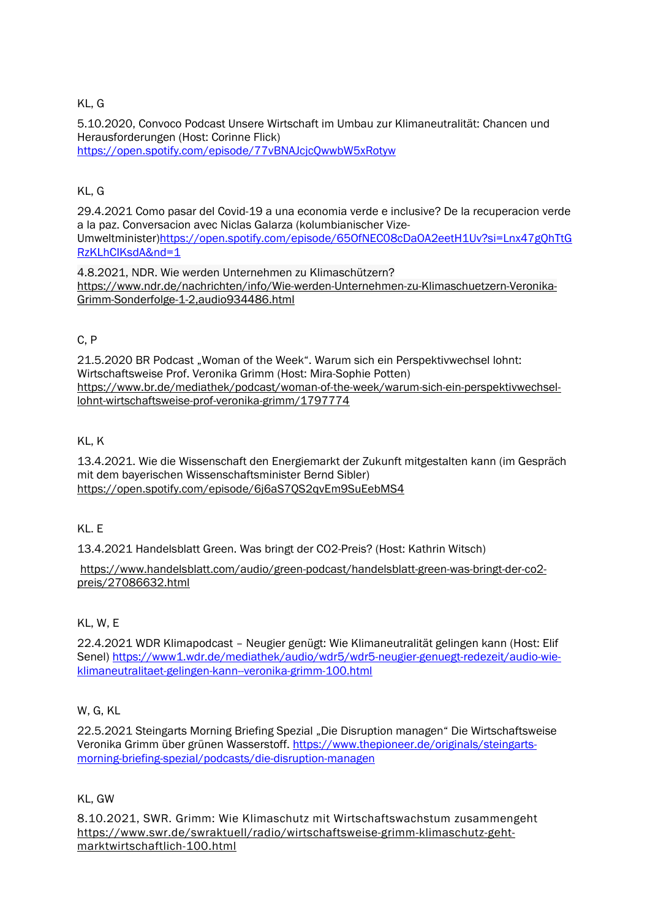KL, G

5.10.2020, Convoco Podcast Unsere Wirtschaft im Umbau zur Klimaneutralität: Chancen und Herausforderungen (Host: Corinne Flick)
https://open.spotify.com/episode/77vBNAJcjcQwwbW5xRotyw

KL, G

29.4.2021 Como pasar del Covid-19 a una economia verde e inclusive? De la recuperacion verde a la paz. Conversacion avec Niclas Galarza (kolumbianischer Vize-Umweltminister)https://open.spotify.com/episode/65OfNEC08cDaOA2eetH1Uv?si=Lnx47gQhTtGRzKLhClKsdA&nd=1

4.8.2021, NDR. Wie werden Unternehmen zu Klimaschützern?
https://www.ndr.de/nachrichten/info/Wie-werden-Unternehmen-zu-Klimaschuetzern-Veronika-Grimm-Sonderfolge-1-2,audio934486.html

C, P

21.5.2020 BR Podcast „Woman of the Week". Warum sich ein Perspektivwechsel lohnt: Wirtschaftsweise Prof. Veronika Grimm (Host: Mira-Sophie Potten)
https://www.br.de/mediathek/podcast/woman-of-the-week/warum-sich-ein-perspektivwechsel-lohnt-wirtschaftsweise-prof-veronika-grimm/1797774

KL, K

13.4.2021. Wie die Wissenschaft den Energiemarkt der Zukunft mitgestalten kann (im Gespräch mit dem bayerischen Wissenschaftsminister Bernd Sibler)
https://open.spotify.com/episode/6j6aS7QS2qvEm9SuEebMS4

KL. E

13.4.2021 Handelsblatt Green. Was bringt der CO2-Preis? (Host: Kathrin Witsch)

https://www.handelsblatt.com/audio/green-podcast/handelsblatt-green-was-bringt-der-co2-preis/27086632.html

KL, W, E

22.4.2021 WDR Klimapodcast – Neugier genügt: Wie Klimaneutralität gelingen kann (Host: Elif Senel) https://www1.wdr.de/mediathek/audio/wdr5/wdr5-neugier-genuegt-redezeit/audio-wie-klimaneutralitaet-gelingen-kann--veronika-grimm-100.html

W, G, KL

22.5.2021 Steingarts Morning Briefing Spezial „Die Disruption managen" Die Wirtschaftsweise Veronika Grimm über grünen Wasserstoff. https://www.thepioneer.de/originals/steingarts-morning-briefing-spezial/podcasts/die-disruption-managen

KL, GW

8.10.2021, SWR. Grimm: Wie Klimaschutz mit Wirtschaftswachstum zusammengeht
https://www.swr.de/swraktuell/radio/wirtschaftsweise-grimm-klimaschutz-geht-marktwirtschaftlich-100.html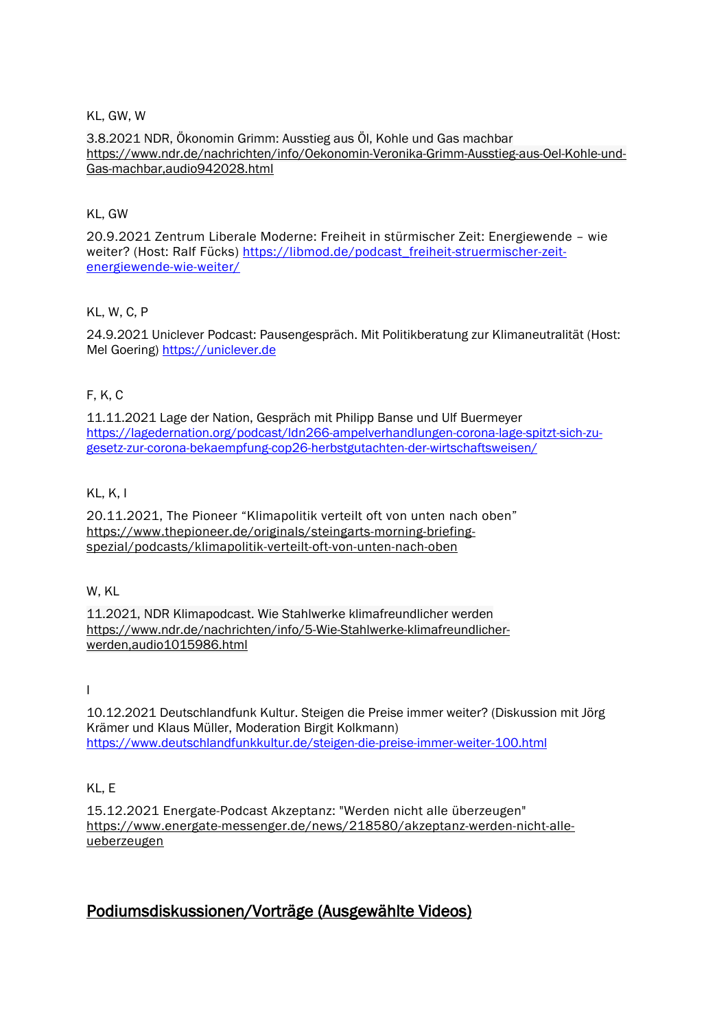KL, GW, W

3.8.2021 NDR, Ökonomin Grimm: Ausstieg aus Öl, Kohle und Gas machbar https://www.ndr.de/nachrichten/info/Oekonomin-Veronika-Grimm-Ausstieg-aus-Oel-Kohle-und-Gas-machbar,audio942028.html

KL, GW

20.9.2021 Zentrum Liberale Moderne: Freiheit in stürmischer Zeit: Energiewende – wie weiter? (Host: Ralf Fücks) https://libmod.de/podcast_freiheit-struermischer-zeit-energiewende-wie-weiter/

KL, W, C, P

24.9.2021 Uniclever Podcast: Pausengespräch. Mit Politikberatung zur Klimaneutralität (Host: Mel Goering) https://uniclever.de

F, K, C

11.11.2021 Lage der Nation, Gespräch mit Philipp Banse und Ulf Buermeyer https://lagedernation.org/podcast/ldn266-ampelverhandlungen-corona-lage-spitzt-sich-zu-gesetz-zur-corona-bekaempfung-cop26-herbstgutachten-der-wirtschaftsweisen/

KL, K, I

20.11.2021, The Pioneer “Klimapolitik verteilt oft von unten nach oben” https://www.thepioneer.de/originals/steingarts-morning-briefing-spezial/podcasts/klimapolitik-verteilt-oft-von-unten-nach-oben

W, KL

11.2021, NDR Klimapodcast. Wie Stahlwerke klimafreundlicher werden https://www.ndr.de/nachrichten/info/5-Wie-Stahlwerke-klimafreundlicher-werden,audio1015986.html

I

10.12.2021 Deutschlandfunk Kultur. Steigen die Preise immer weiter? (Diskussion mit Jörg Krämer und Klaus Müller, Moderation Birgit Kolkmann) https://www.deutschlandfunkkultur.de/steigen-die-preise-immer-weiter-100.html

KL, E

15.12.2021 Energate-Podcast Akzeptanz: "Werden nicht alle überzeugen" https://www.energate-messenger.de/news/218580/akzeptanz-werden-nicht-alle-ueberzeugen

## Podiumsdiskussionen/Vorträge (Ausgewählte Videos)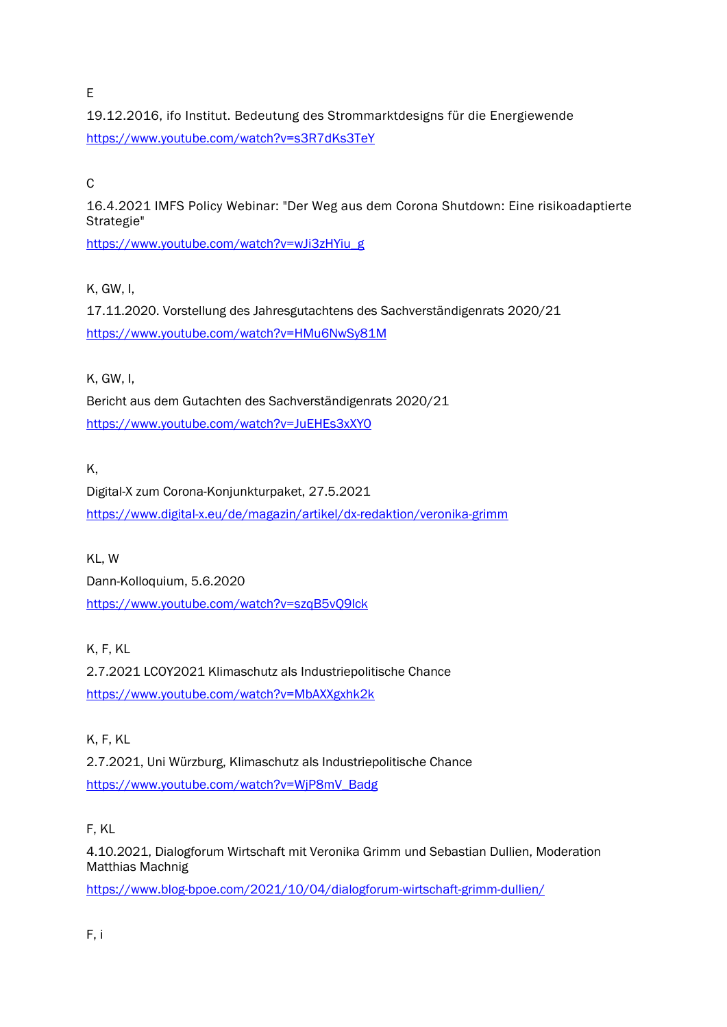E

19.12.2016, ifo Institut. Bedeutung des Strommarktdesigns für die Energiewende

https://www.youtube.com/watch?v=s3R7dKs3TeY

C

16.4.2021 IMFS Policy Webinar: "Der Weg aus dem Corona Shutdown: Eine risikoadaptierte Strategie"

https://www.youtube.com/watch?v=wJi3zHYiu_g

K, GW, I,

17.11.2020. Vorstellung des Jahresgutachtens des Sachverständigenrats 2020/21

https://www.youtube.com/watch?v=HMu6NwSy81M

K, GW, I,

Bericht aus dem Gutachten des Sachverständigenrats 2020/21

https://www.youtube.com/watch?v=JuEHEs3xXY0

K,

Digital-X zum Corona-Konjunkturpaket, 27.5.2021

https://www.digital-x.eu/de/magazin/artikel/dx-redaktion/veronika-grimm

KL, W

Dann-Kolloquium, 5.6.2020

https://www.youtube.com/watch?v=szqB5vQ9lck

K, F, KL

2.7.2021 LCOY2021 Klimaschutz als Industriepolitische Chance

https://www.youtube.com/watch?v=MbAXXgxhk2k

K, F, KL

2.7.2021, Uni Würzburg, Klimaschutz als Industriepolitische Chance

https://www.youtube.com/watch?v=WjP8mV_Badg

F, KL

4.10.2021, Dialogforum Wirtschaft mit Veronika Grimm und Sebastian Dullien, Moderation Matthias Machnig

https://www.blog-bpoe.com/2021/10/04/dialogforum-wirtschaft-grimm-dullien/

F, i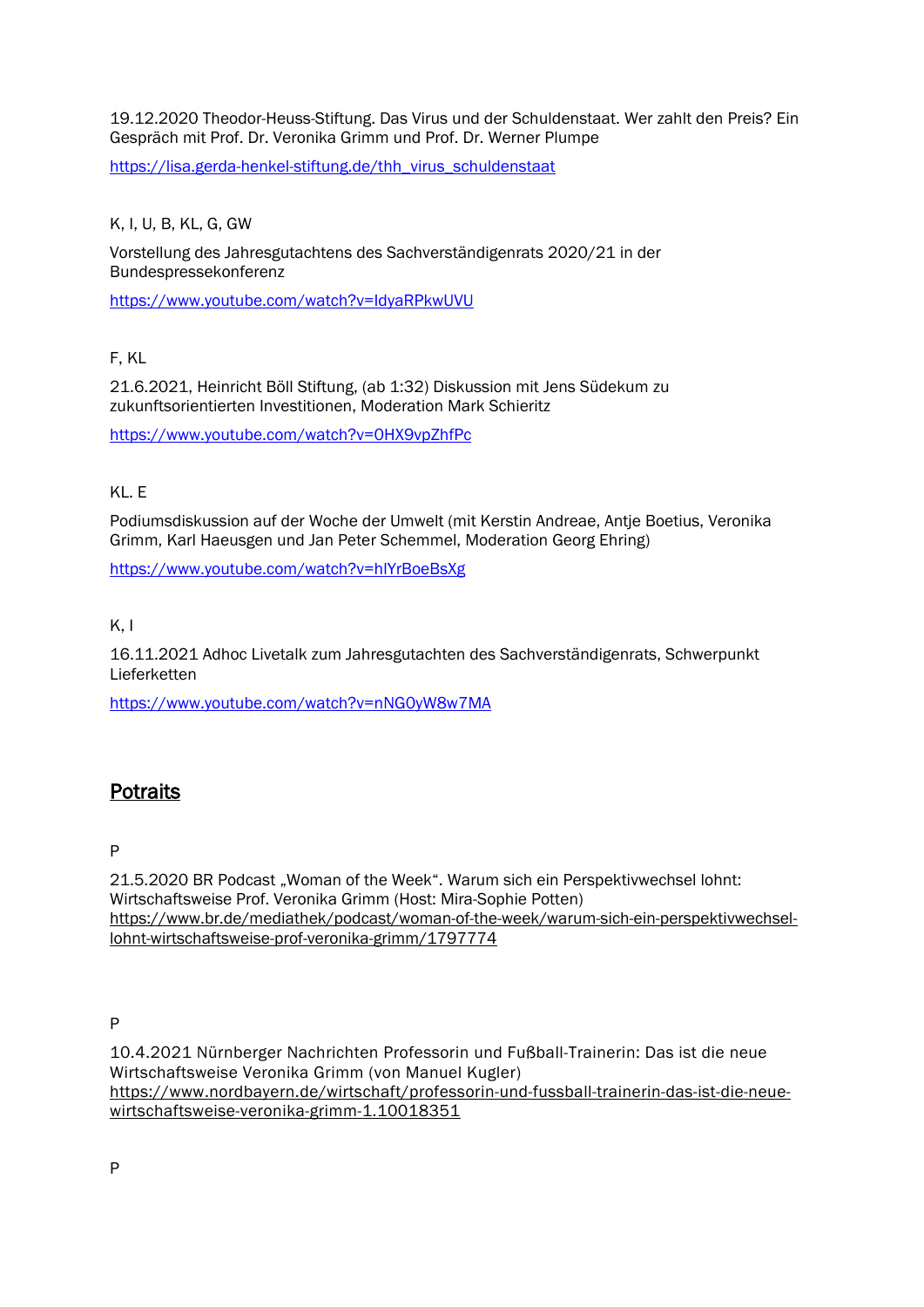19.12.2020 Theodor-Heuss-Stiftung. Das Virus und der Schuldenstaat. Wer zahlt den Preis? Ein Gespräch mit Prof. Dr. Veronika Grimm und Prof. Dr. Werner Plumpe

https://lisa.gerda-henkel-stiftung.de/thh_virus_schuldenstaat

K, I, U, B, KL, G, GW

Vorstellung des Jahresgutachtens des Sachverständigenrats 2020/21 in der Bundespressekonferenz

https://www.youtube.com/watch?v=IdyaRPkwUVU

F, KL

21.6.2021, Heinricht Böll Stiftung, (ab 1:32) Diskussion mit Jens Südekum zu zukunftsorientierten Investitionen, Moderation Mark Schieritz

https://www.youtube.com/watch?v=0HX9vpZhfPc

KL. E

Podiumsdiskussion auf der Woche der Umwelt (mit Kerstin Andreae, Antje Boetius, Veronika Grimm, Karl Haeusgen und Jan Peter Schemmel, Moderation Georg Ehring)

https://www.youtube.com/watch?v=hIYrBoeBsXg

K, I

16.11.2021 Adhoc Livetalk zum Jahresgutachten des Sachverständigenrats, Schwerpunkt Lieferketten

https://www.youtube.com/watch?v=nNG0yW8w7MA

## Potraits

P

21.5.2020 BR Podcast „Woman of the Week“. Warum sich ein Perspektivwechsel lohnt: Wirtschaftsweise Prof. Veronika Grimm (Host: Mira-Sophie Potten)
https://www.br.de/mediathek/podcast/woman-of-the-week/warum-sich-ein-perspektivwechsel-lohnt-wirtschaftsweise-prof-veronika-grimm/1797774

P

10.4.2021 Nürnberger Nachrichten Professorin und Fußball-Trainerin: Das ist die neue Wirtschaftsweise Veronika Grimm (von Manuel Kugler)
https://www.nordbayern.de/wirtschaft/professorin-und-fussball-trainerin-das-ist-die-neue-wirtschaftsweise-veronika-grimm-1.10018351

P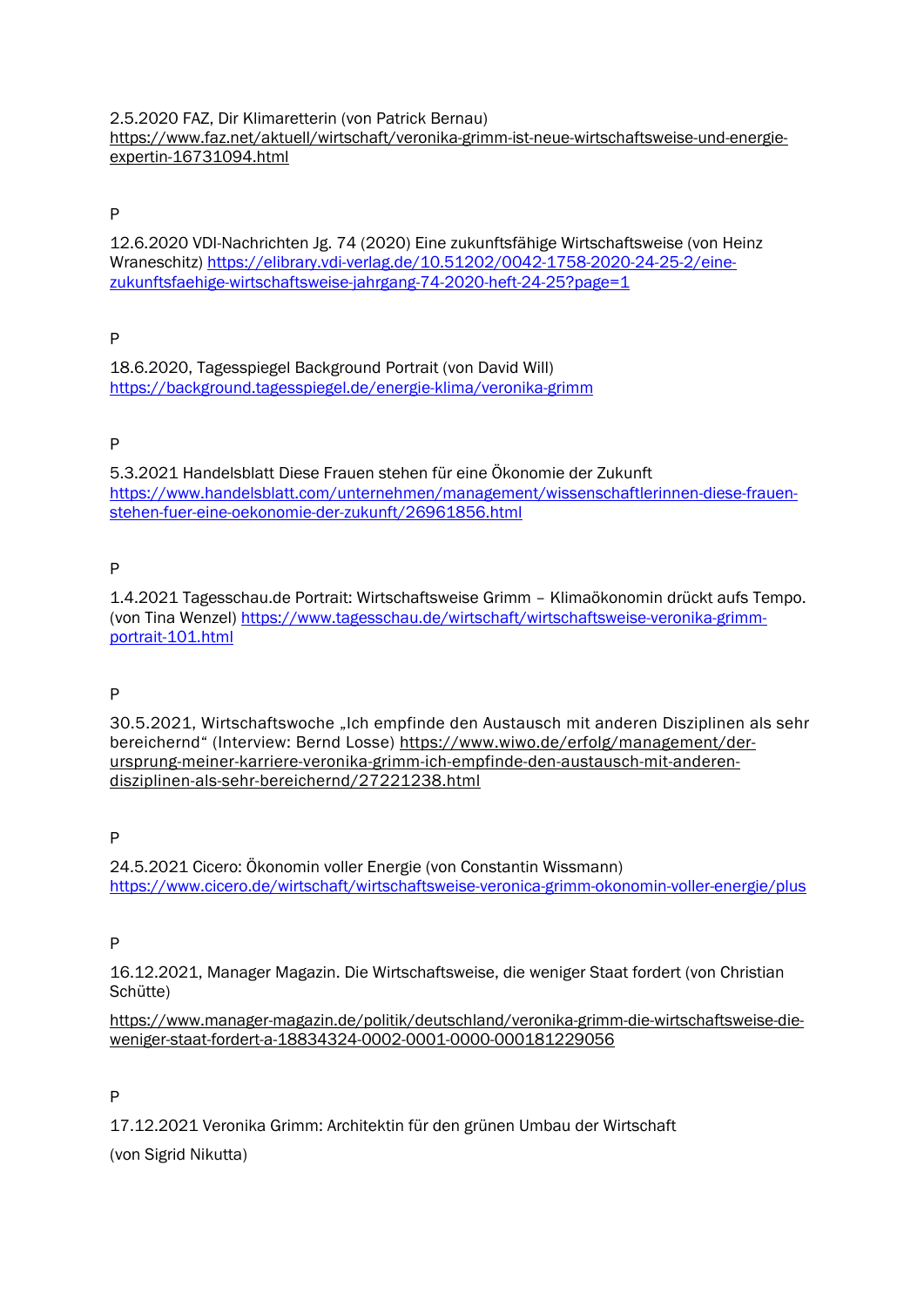2.5.2020 FAZ, Dir Klimaretterin (von Patrick Bernau)
https://www.faz.net/aktuell/wirtschaft/veronika-grimm-ist-neue-wirtschaftsweise-und-energie-expertin-16731094.html

P

12.6.2020 VDI-Nachrichten Jg. 74 (2020) Eine zukunftsfähige Wirtschaftsweise (von Heinz Wraneschitz) https://elibrary.vdi-verlag.de/10.51202/0042-1758-2020-24-25-2/eine-zukunftsfaehige-wirtschaftsweise-jahrgang-74-2020-heft-24-25?page=1

P

18.6.2020, Tagesspiegel Background Portrait (von David Will)
https://background.tagesspiegel.de/energie-klima/veronika-grimm

P

5.3.2021 Handelsblatt Diese Frauen stehen für eine Ökonomie der Zukunft
https://www.handelsblatt.com/unternehmen/management/wissenschaftlerinnen-diese-frauen-stehen-fuer-eine-oekonomie-der-zukunft/26961856.html

P

1.4.2021 Tagesschau.de Portrait: Wirtschaftsweise Grimm – Klimaökonomin drückt aufs Tempo. (von Tina Wenzel) https://www.tagesschau.de/wirtschaft/wirtschaftsweise-veronika-grimm-portrait-101.html

P

30.5.2021, Wirtschaftswoche „Ich empfinde den Austausch mit anderen Disziplinen als sehr bereichernd" (Interview: Bernd Losse) https://www.wiwo.de/erfolg/management/der-ursprung-meiner-karriere-veronika-grimm-ich-empfinde-den-austausch-mit-anderen-disziplinen-als-sehr-bereichernd/27221238.html

P

24.5.2021 Cicero: Ökonomin voller Energie (von Constantin Wissmann)
https://www.cicero.de/wirtschaft/wirtschaftsweise-veronica-grimm-okonomin-voller-energie/plus

P

16.12.2021, Manager Magazin. Die Wirtschaftsweise, die weniger Staat fordert (von Christian Schütte)

https://www.manager-magazin.de/politik/deutschland/veronika-grimm-die-wirtschaftsweise-die-weniger-staat-fordert-a-18834324-0002-0001-0000-000181229056

P

17.12.2021 Veronika Grimm: Architektin für den grünen Umbau der Wirtschaft

(von Sigrid Nikutta)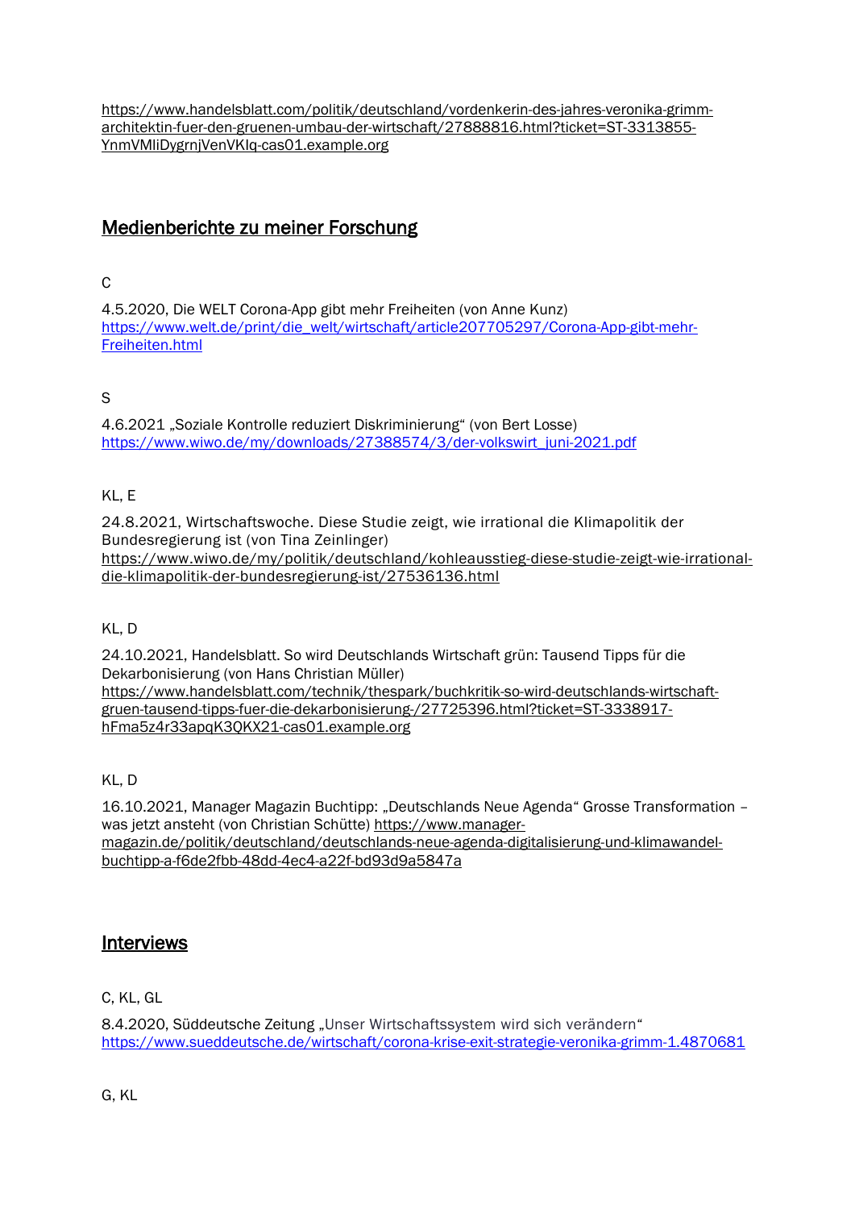https://www.handelsblatt.com/politik/deutschland/vordenkerin-des-jahres-veronika-grimm-architektin-fuer-den-gruenen-umbau-der-wirtschaft/27888816.html?ticket=ST-3313855-YnmVMliDygrnjVenVKlq-cas01.example.org

## Medienberichte zu meiner Forschung

C

4.5.2020, Die WELT Corona-App gibt mehr Freiheiten (von Anne Kunz)
https://www.welt.de/print/die_welt/wirtschaft/article207705297/Corona-App-gibt-mehr-Freiheiten.html

S

4.6.2021 „Soziale Kontrolle reduziert Diskriminierung" (von Bert Losse)
https://www.wiwo.de/my/downloads/27388574/3/der-volkswirt_juni-2021.pdf

KL, E

24.8.2021, Wirtschaftswoche. Diese Studie zeigt, wie irrational die Klimapolitik der Bundesregierung ist (von Tina Zeinlinger)
https://www.wiwo.de/my/politik/deutschland/kohleausstieg-diese-studie-zeigt-wie-irrational-die-klimapolitik-der-bundesregierung-ist/27536136.html

KL, D

24.10.2021, Handelsblatt. So wird Deutschlands Wirtschaft grün: Tausend Tipps für die Dekarbonisierung (von Hans Christian Müller)
https://www.handelsblatt.com/technik/thespark/buchkritik-so-wird-deutschlands-wirtschaft-gruen-tausend-tipps-fuer-die-dekarbonisierung-/27725396.html?ticket=ST-3338917-hFma5z4r33apqK3QKX21-cas01.example.org

KL, D

16.10.2021, Manager Magazin Buchtipp: „Deutschlands Neue Agenda" Grosse Transformation – was jetzt ansteht (von Christian Schütte) https://www.manager-magazin.de/politik/deutschland/deutschlands-neue-agenda-digitalisierung-und-klimawandel-buchtipp-a-f6de2fbb-48dd-4ec4-a22f-bd93d9a5847a

## Interviews

C, KL, GL

8.4.2020, Süddeutsche Zeitung „Unser Wirtschaftssystem wird sich verändern"
https://www.sueddeutsche.de/wirtschaft/corona-krise-exit-strategie-veronika-grimm-1.4870681

G, KL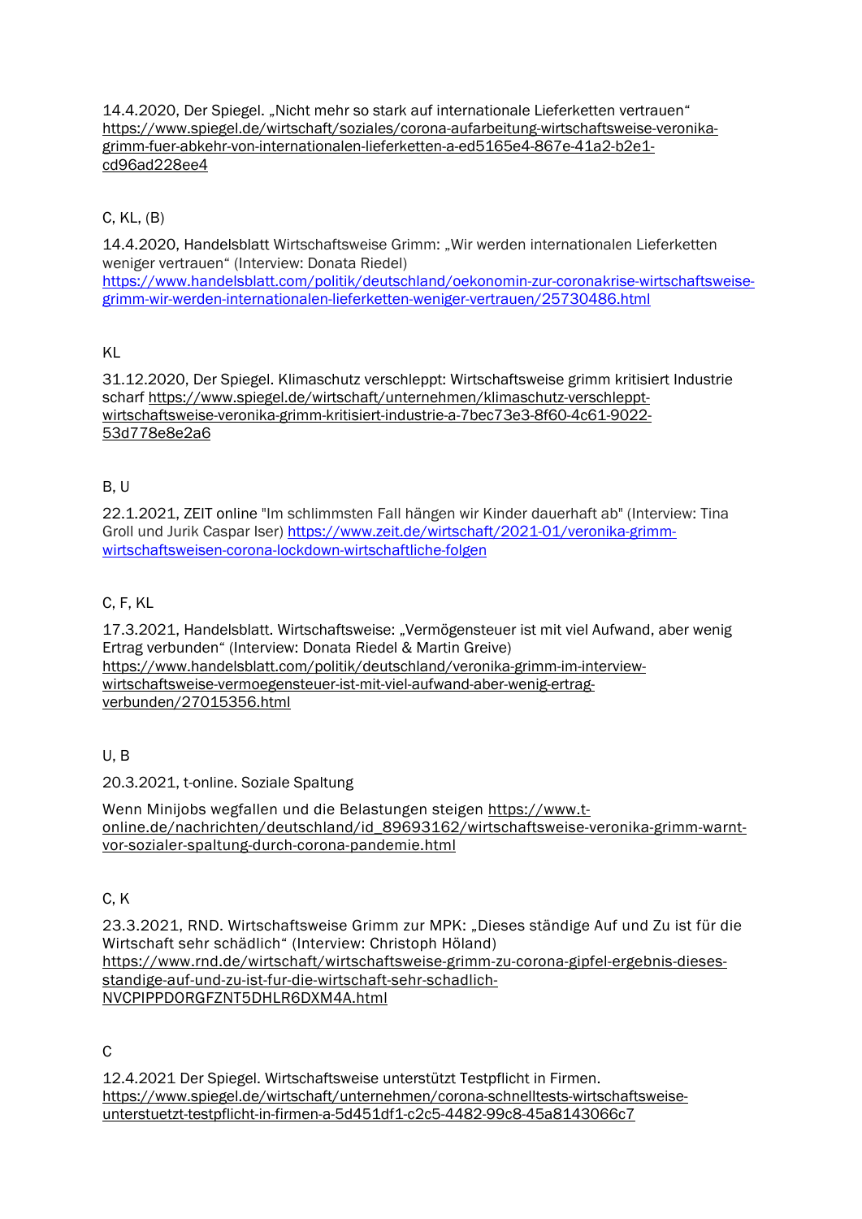14.4.2020, Der Spiegel. „Nicht mehr so stark auf internationale Lieferketten vertrauen" https://www.spiegel.de/wirtschaft/soziales/corona-aufarbeitung-wirtschaftsweise-veronika-grimm-fuer-abkehr-von-internationalen-lieferketten-a-ed5165e4-867e-41a2-b2e1-cd96ad228ee4

C, KL, (B)

14.4.2020, Handelsblatt Wirtschaftsweise Grimm: „Wir werden internationalen Lieferketten weniger vertrauen" (Interview: Donata Riedel) https://www.handelsblatt.com/politik/deutschland/oekonomin-zur-coronakrise-wirtschaftsweise-grimm-wir-werden-internationalen-lieferketten-weniger-vertrauen/25730486.html

KL

31.12.2020, Der Spiegel. Klimaschutz verschleppt: Wirtschaftsweise grimm kritisiert Industrie scharf https://www.spiegel.de/wirtschaft/unternehmen/klimaschutz-verschleppt-wirtschaftsweise-veronika-grimm-kritisiert-industrie-a-7bec73e3-8f60-4c61-9022-53d778e8e2a6

B, U

22.1.2021, ZEIT online "Im schlimmsten Fall hängen wir Kinder dauerhaft ab" (Interview: Tina Groll und Jurik Caspar Iser) https://www.zeit.de/wirtschaft/2021-01/veronika-grimm-wirtschaftsweisen-corona-lockdown-wirtschaftliche-folgen

C, F, KL

17.3.2021, Handelsblatt. Wirtschaftsweise: „Vermögensteuer ist mit viel Aufwand, aber wenig Ertrag verbunden" (Interview: Donata Riedel & Martin Greive) https://www.handelsblatt.com/politik/deutschland/veronika-grimm-im-interview-wirtschaftsweise-vermoegensteuer-ist-mit-viel-aufwand-aber-wenig-ertrag-verbunden/27015356.html

U, B

20.3.2021, t-online. Soziale Spaltung

Wenn Minijobs wegfallen und die Belastungen steigen https://www.t-online.de/nachrichten/deutschland/id_89693162/wirtschaftsweise-veronika-grimm-warnt-vor-sozialer-spaltung-durch-corona-pandemie.html

C, K

23.3.2021, RND. Wirtschaftsweise Grimm zur MPK: „Dieses ständige Auf und Zu ist für die Wirtschaft sehr schädlich" (Interview: Christoph Höland) https://www.rnd.de/wirtschaft/wirtschaftsweise-grimm-zu-corona-gipfel-ergebnis-dieses-standige-auf-und-zu-ist-fur-die-wirtschaft-sehr-schadlich-NVCPIPPDORGFZNT5DHLR6DXM4A.html

C

12.4.2021 Der Spiegel. Wirtschaftsweise unterstützt Testpflicht in Firmen. https://www.spiegel.de/wirtschaft/unternehmen/corona-schnelltests-wirtschaftsweise-unterstuetzt-testpflicht-in-firmen-a-5d451df1-c2c5-4482-99c8-45a8143066c7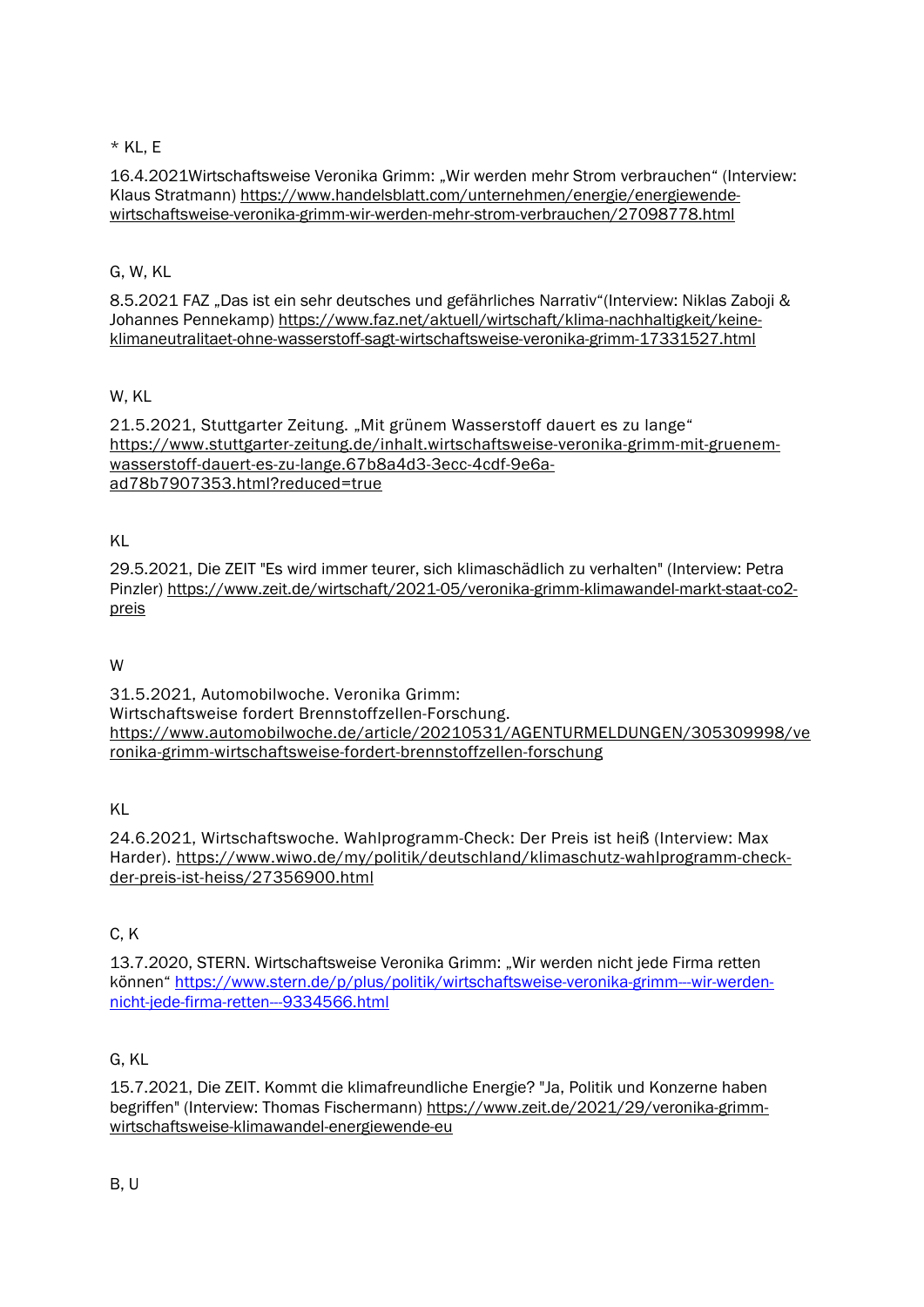* KL, E

16.4.2021Wirtschaftsweise Veronika Grimm: „Wir werden mehr Strom verbrauchen" (Interview: Klaus Stratmann) https://www.handelsblatt.com/unternehmen/energie/energiewende-wirtschaftsweise-veronika-grimm-wir-werden-mehr-strom-verbrauchen/27098778.html

G, W, KL

8.5.2021 FAZ „Das ist ein sehr deutsches und gefährliches Narrativ"(Interview: Niklas Zaboji & Johannes Pennekamp) https://www.faz.net/aktuell/wirtschaft/klima-nachhaltigkeit/keine-klimaneutralitaet-ohne-wasserstoff-sagt-wirtschaftsweise-veronika-grimm-17331527.html

W, KL

21.5.2021, Stuttgarter Zeitung. „Mit grünem Wasserstoff dauert es zu lange" https://www.stuttgarter-zeitung.de/inhalt.wirtschaftsweise-veronika-grimm-mit-gruenem-wasserstoff-dauert-es-zu-lange.67b8a4d3-3ecc-4cdf-9e6a-ad78b7907353.html?reduced=true

KL

29.5.2021, Die ZEIT "Es wird immer teurer, sich klimaschädlich zu verhalten" (Interview: Petra Pinzler) https://www.zeit.de/wirtschaft/2021-05/veronika-grimm-klimawandel-markt-staat-co2-preis

W

31.5.2021, Automobilwoche. Veronika Grimm:
Wirtschaftsweise fordert Brennstoffzellen-Forschung.
https://www.automobilwoche.de/article/20210531/AGENTURMELDUNGEN/305309998/veronika-grimm-wirtschaftsweise-fordert-brennstoffzellen-forschung

KL

24.6.2021, Wirtschaftswoche. Wahlprogramm-Check: Der Preis ist heiß (Interview: Max Harder). https://www.wiwo.de/my/politik/deutschland/klimaschutz-wahlprogramm-check-der-preis-ist-heiss/27356900.html

C, K

13.7.2020, STERN. Wirtschaftsweise Veronika Grimm: „Wir werden nicht jede Firma retten können" https://www.stern.de/p/plus/politik/wirtschaftsweise-veronika-grimm---wir-werden-nicht-jede-firma-retten---9334566.html

G, KL

15.7.2021, Die ZEIT. Kommt die klimafreundliche Energie? "Ja, Politik und Konzerne haben begriffen" (Interview: Thomas Fischermann) https://www.zeit.de/2021/29/veronika-grimm-wirtschaftsweise-klimawandel-energiewende-eu

B, U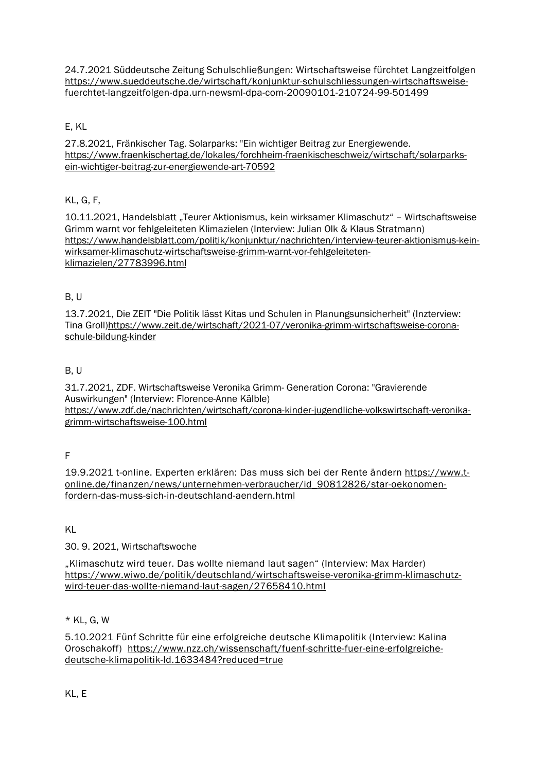24.7.2021 Süddeutsche Zeitung Schulschließungen: Wirtschaftsweise fürchtet Langzeitfolgen https://www.sueddeutsche.de/wirtschaft/konjunktur-schulschliessungen-wirtschaftsweise-fuerchtet-langzeitfolgen-dpa.urn-newsml-dpa-com-20090101-210724-99-501499

E, KL

27.8.2021, Fränkischer Tag. Solarparks: "Ein wichtiger Beitrag zur Energiewende. https://www.fraenkischertag.de/lokales/forchheim-fraenkischeschweiz/wirtschaft/solarparks-ein-wichtiger-beitrag-zur-energiewende-art-70592

KL, G, F,

10.11.2021, Handelsblatt „Teurer Aktionismus, kein wirksamer Klimaschutz" – Wirtschaftsweise Grimm warnt vor fehlgeleiteten Klimazielen (Interview: Julian Olk & Klaus Stratmann) https://www.handelsblatt.com/politik/konjunktur/nachrichten/interview-teurer-aktionismus-kein-wirksamer-klimaschutz-wirtschaftsweise-grimm-warnt-vor-fehlgeleiteten-klimazielen/27783996.html

B, U

13.7.2021, Die ZEIT "Die Politik lässt Kitas und Schulen in Planungsunsicherheit" (Inzterview: Tina Groll)https://www.zeit.de/wirtschaft/2021-07/veronika-grimm-wirtschaftsweise-corona-schule-bildung-kinder

B, U

31.7.2021, ZDF. Wirtschaftsweise Veronika Grimm- Generation Corona: "Gravierende Auswirkungen" (Interview: Florence-Anne Kälble) https://www.zdf.de/nachrichten/wirtschaft/corona-kinder-jugendliche-volkswirtschaft-veronika-grimm-wirtschaftsweise-100.html

F

19.9.2021 t-online. Experten erklären: Das muss sich bei der Rente ändern https://www.t-online.de/finanzen/news/unternehmen-verbraucher/id_90812826/star-oekonomen-fordern-das-muss-sich-in-deutschland-aendern.html

KL

30. 9. 2021, Wirtschaftswoche

„Klimaschutz wird teuer. Das wollte niemand laut sagen" (Interview: Max Harder) https://www.wiwo.de/politik/deutschland/wirtschaftsweise-veronika-grimm-klimaschutz-wird-teuer-das-wollte-niemand-laut-sagen/27658410.html

* KL, G, W

5.10.2021 Fünf Schritte für eine erfolgreiche deutsche Klimapolitik (Interview: Kalina Oroschakoff) https://www.nzz.ch/wissenschaft/fuenf-schritte-fuer-eine-erfolgreiche-deutsche-klimapolitik-ld.1633484?reduced=true

KL, E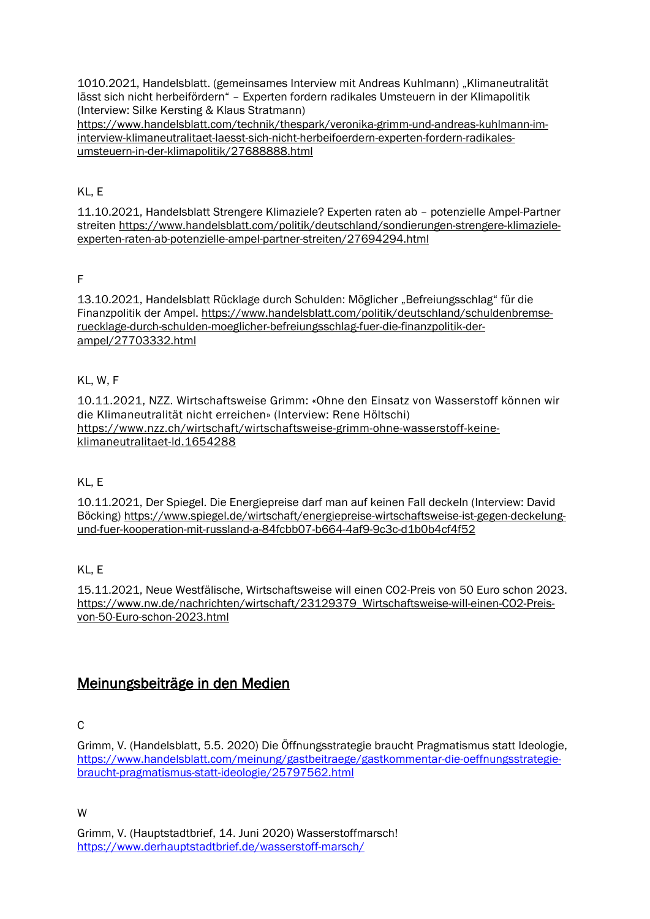1010.2021, Handelsblatt. (gemeinsames Interview mit Andreas Kuhlmann) „Klimaneutralität lässt sich nicht herbeifördern“ – Experten fordern radikales Umsteuern in der Klimapolitik (Interview: Silke Kersting & Klaus Stratmann) https://www.handelsblatt.com/technik/thespark/veronika-grimm-und-andreas-kuhlmann-im-interview-klimaneutralitaet-laesst-sich-nicht-herbeifoerdern-experten-fordern-radikales-umsteuern-in-der-klimapolitik/27688888.html

KL, E

11.10.2021, Handelsblatt Strengere Klimaziele? Experten raten ab – potenzielle Ampel-Partner streiten https://www.handelsblatt.com/politik/deutschland/sondierungen-strengere-klimaziele-experten-raten-ab-potenzielle-ampel-partner-streiten/27694294.html

F

13.10.2021, Handelsblatt Rücklage durch Schulden: Möglicher „Befreiungsschlag“ für die Finanzpolitik der Ampel. https://www.handelsblatt.com/politik/deutschland/schuldenbremse-ruecklage-durch-schulden-moeglicher-befreiungsschlag-fuer-die-finanzpolitik-der-ampel/27703332.html

KL, W, F

10.11.2021, NZZ. Wirtschaftsweise Grimm: «Ohne den Einsatz von Wasserstoff können wir die Klimaneutralität nicht erreichen» (Interview: Rene Höltschi) https://www.nzz.ch/wirtschaft/wirtschaftsweise-grimm-ohne-wasserstoff-keine-klimaneutralitaet-ld.1654288

KL, E

10.11.2021, Der Spiegel. Die Energiepreise darf man auf keinen Fall deckeln (Interview: David Böcking) https://www.spiegel.de/wirtschaft/energiepreise-wirtschaftsweise-ist-gegen-deckelung-und-fuer-kooperation-mit-russland-a-84fcbb07-b664-4af9-9c3c-d1b0b4cf4f52

KL, E

15.11.2021, Neue Westfälische, Wirtschaftsweise will einen CO2-Preis von 50 Euro schon 2023. https://www.nw.de/nachrichten/wirtschaft/23129379_Wirtschaftsweise-will-einen-CO2-Preis-von-50-Euro-schon-2023.html

## Meinungsbeiträge in den Medien

C

Grimm, V. (Handelsblatt, 5.5. 2020) Die Öffnungsstrategie braucht Pragmatismus statt Ideologie, https://www.handelsblatt.com/meinung/gastbeitraege/gastkommentar-die-oeffnungsstrategie-braucht-pragmatismus-statt-ideologie/25797562.html

W

Grimm, V. (Hauptstadtbrief, 14. Juni 2020) Wasserstoffmarsch! https://www.derhauptstadtbrief.de/wasserstoff-marsch/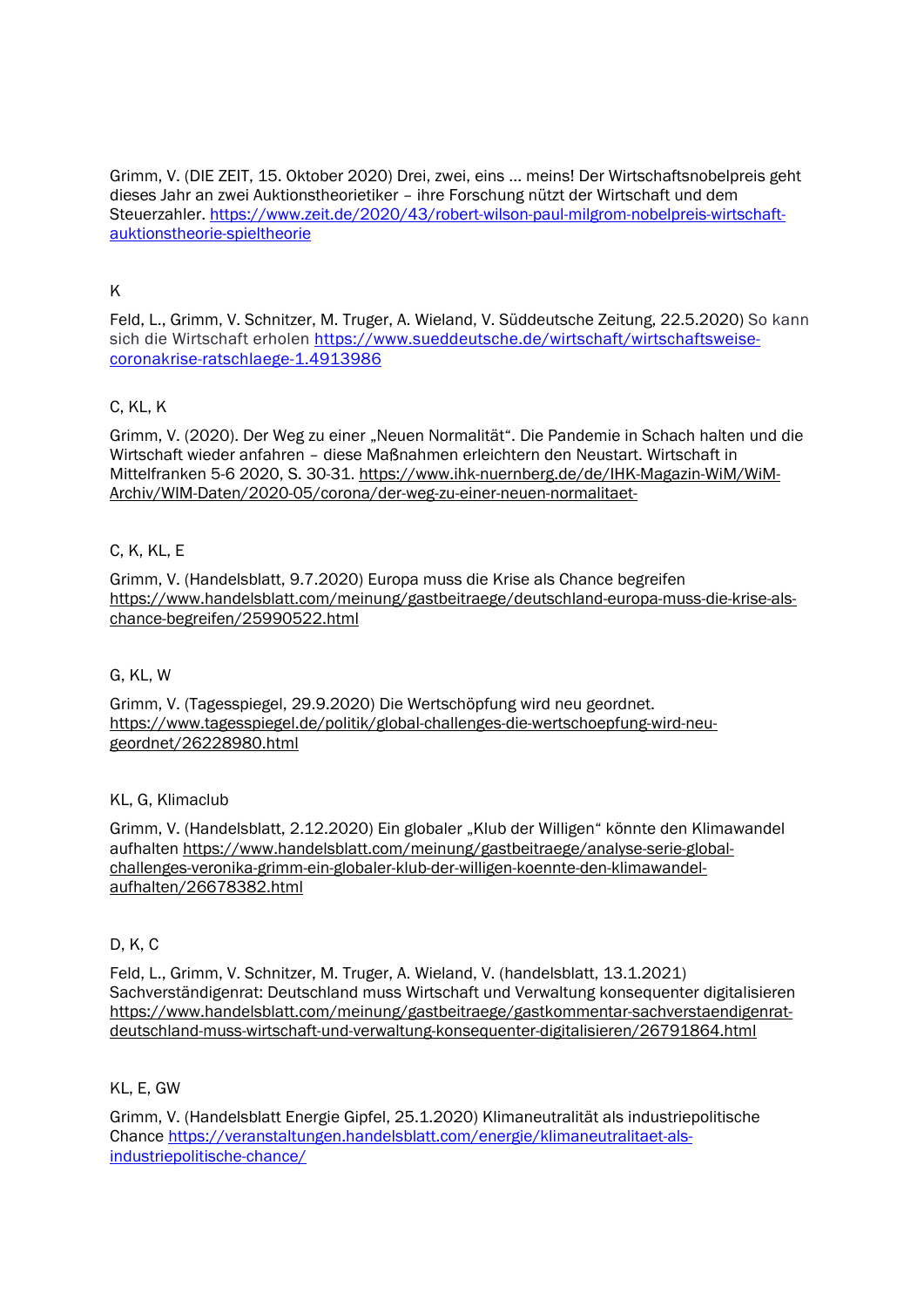Grimm, V. (DIE ZEIT, 15. Oktober 2020) Drei, zwei, eins … meins! Der Wirtschaftsnobelpreis geht dieses Jahr an zwei Auktionstheoretiker – ihre Forschung nützt der Wirtschaft und dem Steuerzahler. https://www.zeit.de/2020/43/robert-wilson-paul-milgrom-nobelpreis-wirtschaft-auktionstheorie-spieltheorie

K

Feld, L., Grimm, V. Schnitzer, M. Truger, A. Wieland, V. Süddeutsche Zeitung, 22.5.2020) So kann sich die Wirtschaft erholen https://www.sueddeutsche.de/wirtschaft/wirtschaftsweise-coronakrise-ratschlaege-1.4913986

C, KL, K

Grimm, V. (2020). Der Weg zu einer „Neuen Normalität". Die Pandemie in Schach halten und die Wirtschaft wieder anfahren – diese Maßnahmen erleichtern den Neustart. Wirtschaft in Mittelfranken 5-6 2020, S. 30-31. https://www.ihk-nuernberg.de/de/IHK-Magazin-WiM/WiM-Archiv/WIM-Daten/2020-05/corona/der-weg-zu-einer-neuen-normalitaet-

C, K, KL, E

Grimm, V. (Handelsblatt, 9.7.2020) Europa muss die Krise als Chance begreifen https://www.handelsblatt.com/meinung/gastbeitraege/deutschland-europa-muss-die-krise-als-chance-begreifen/25990522.html

G, KL, W

Grimm, V. (Tagesspiegel, 29.9.2020) Die Wertschöpfung wird neu geordnet. https://www.tagesspiegel.de/politik/global-challenges-die-wertschoepfung-wird-neu-geordnet/26228980.html

KL, G, Klimaclub

Grimm, V. (Handelsblatt, 2.12.2020) Ein globaler „Klub der Willigen" könnte den Klimawandel aufhalten https://www.handelsblatt.com/meinung/gastbeitraege/analyse-serie-global-challenges-veronika-grimm-ein-globaler-klub-der-willigen-koennte-den-klimawandel-aufhalten/26678382.html

D, K, C

Feld, L., Grimm, V. Schnitzer, M. Truger, A. Wieland, V. (handelsblatt, 13.1.2021) Sachverständigenrat: Deutschland muss Wirtschaft und Verwaltung konsequenter digitalisieren https://www.handelsblatt.com/meinung/gastbeitraege/gastkommentar-sachverstaendigenrat-deutschland-muss-wirtschaft-und-verwaltung-konsequenter-digitalisieren/26791864.html

KL, E, GW

Grimm, V. (Handelsblatt Energie Gipfel, 25.1.2020) Klimaneutralität als industriepolitische Chance https://veranstaltungen.handelsblatt.com/energie/klimaneutralitaet-als-industriepolitische-chance/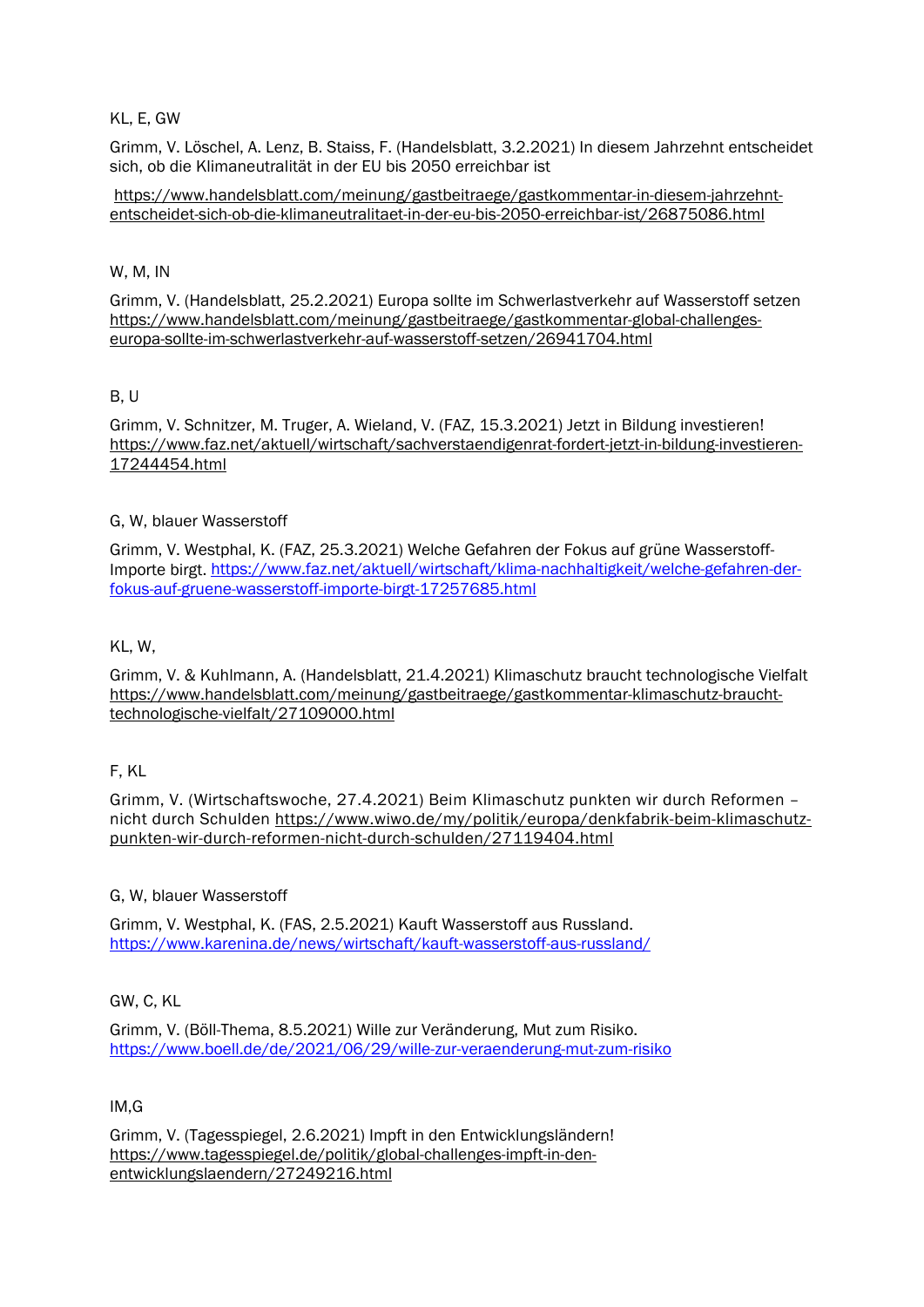KL, E, GW

Grimm, V. Löschel, A. Lenz, B. Staiss, F. (Handelsblatt, 3.2.2021) In diesem Jahrzehnt entscheidet sich, ob die Klimaneutralität in der EU bis 2050 erreichbar ist

https://www.handelsblatt.com/meinung/gastbeitraege/gastkommentar-in-diesem-jahrzehnt-entscheidet-sich-ob-die-klimaneutralitaet-in-der-eu-bis-2050-erreichbar-ist/26875086.html

W, M, IN

Grimm, V. (Handelsblatt, 25.2.2021) Europa sollte im Schwerlastverkehr auf Wasserstoff setzen https://www.handelsblatt.com/meinung/gastbeitraege/gastkommentar-global-challenges-europa-sollte-im-schwerlastverkehr-auf-wasserstoff-setzen/26941704.html

B, U

Grimm, V. Schnitzer, M. Truger, A. Wieland, V. (FAZ, 15.3.2021) Jetzt in Bildung investieren! https://www.faz.net/aktuell/wirtschaft/sachverstaendigenrat-fordert-jetzt-in-bildung-investieren-17244454.html

G, W, blauer Wasserstoff

Grimm, V. Westphal, K. (FAZ, 25.3.2021) Welche Gefahren der Fokus auf grüne Wasserstoff-Importe birgt. https://www.faz.net/aktuell/wirtschaft/klima-nachhaltigkeit/welche-gefahren-der-fokus-auf-gruene-wasserstoff-importe-birgt-17257685.html

KL, W,

Grimm, V. & Kuhlmann, A. (Handelsblatt, 21.4.2021) Klimaschutz braucht technologische Vielfalt https://www.handelsblatt.com/meinung/gastbeitraege/gastkommentar-klimaschutz-braucht-technologische-vielfalt/27109000.html

F, KL

Grimm, V. (Wirtschaftswoche, 27.4.2021) Beim Klimaschutz punkten wir durch Reformen – nicht durch Schulden https://www.wiwo.de/my/politik/europa/denkfabrik-beim-klimaschutz-punkten-wir-durch-reformen-nicht-durch-schulden/27119404.html

G, W, blauer Wasserstoff

Grimm, V. Westphal, K. (FAS, 2.5.2021) Kauft Wasserstoff aus Russland. https://www.karenina.de/news/wirtschaft/kauft-wasserstoff-aus-russland/

GW, C, KL

Grimm, V. (Böll-Thema, 8.5.2021) Wille zur Veränderung, Mut zum Risiko. https://www.boell.de/de/2021/06/29/wille-zur-veraenderung-mut-zum-risiko

IM,G

Grimm, V. (Tagesspiegel, 2.6.2021) Impft in den Entwicklungsländern! https://www.tagesspiegel.de/politik/global-challenges-impft-in-den-entwicklungslaendern/27249216.html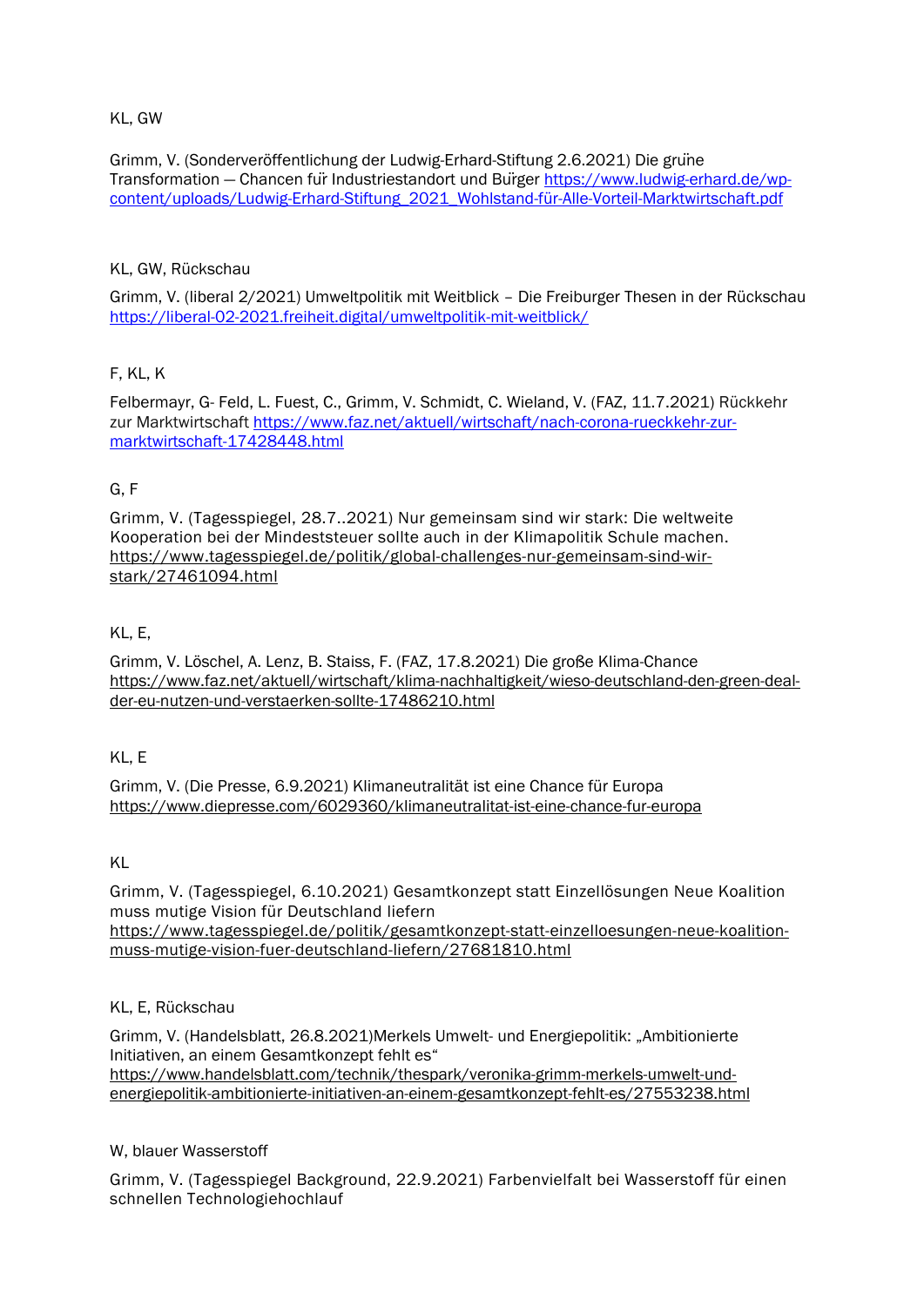KL, GW

Grimm, V. (Sonderveröffentlichung der Ludwig-Erhard-Stiftung 2.6.2021) Die grüne Transformation — Chancen für Industriestandort und Bürger https://www.ludwig-erhard.de/wp-content/uploads/Ludwig-Erhard-Stiftung_2021_Wohlstand-für-Alle-Vorteil-Marktwirtschaft.pdf

KL, GW, Rückschau

Grimm, V. (liberal 2/2021) Umweltpolitik mit Weitblick – Die Freiburger Thesen in der Rückschau https://liberal-02-2021.freiheit.digital/umweltpolitik-mit-weitblick/

F, KL, K

Felbermayr, G- Feld, L. Fuest, C., Grimm, V. Schmidt, C. Wieland, V. (FAZ, 11.7.2021) Rückkehr zur Marktwirtschaft https://www.faz.net/aktuell/wirtschaft/nach-corona-rueckkehr-zur-marktwirtschaft-17428448.html

G, F

Grimm, V. (Tagesspiegel, 28.7..2021) Nur gemeinsam sind wir stark: Die weltweite Kooperation bei der Mindeststeuer sollte auch in der Klimapolitik Schule machen. https://www.tagesspiegel.de/politik/global-challenges-nur-gemeinsam-sind-wir-stark/27461094.html

KL, E,

Grimm, V. Löschel, A. Lenz, B. Staiss, F. (FAZ, 17.8.2021) Die große Klima-Chance https://www.faz.net/aktuell/wirtschaft/klima-nachhaltigkeit/wieso-deutschland-den-green-deal-der-eu-nutzen-und-verstaerken-sollte-17486210.html

KL, E

Grimm, V. (Die Presse, 6.9.2021) Klimaneutralität ist eine Chance für Europa https://www.diepresse.com/6029360/klimaneutralitat-ist-eine-chance-fur-europa

KL

Grimm, V. (Tagesspiegel, 6.10.2021) Gesamtkonzept statt Einzellösungen Neue Koalition muss mutige Vision für Deutschland liefern https://www.tagesspiegel.de/politik/gesamtkonzept-statt-einzelloesungen-neue-koalition-muss-mutige-vision-fuer-deutschland-liefern/27681810.html

KL, E, Rückschau

Grimm, V. (Handelsblatt, 26.8.2021)Merkels Umwelt- und Energiepolitik: „Ambitionierte Initiativen, an einem Gesamtkonzept fehlt es“ https://www.handelsblatt.com/technik/thespark/veronika-grimm-merkels-umwelt-und-energiepolitik-ambitionierte-initiativen-an-einem-gesamtkonzept-fehlt-es/27553238.html

W, blauer Wasserstoff

Grimm, V. (Tagesspiegel Background, 22.9.2021) Farbenvielfalt bei Wasserstoff für einen schnellen Technologiehochlauf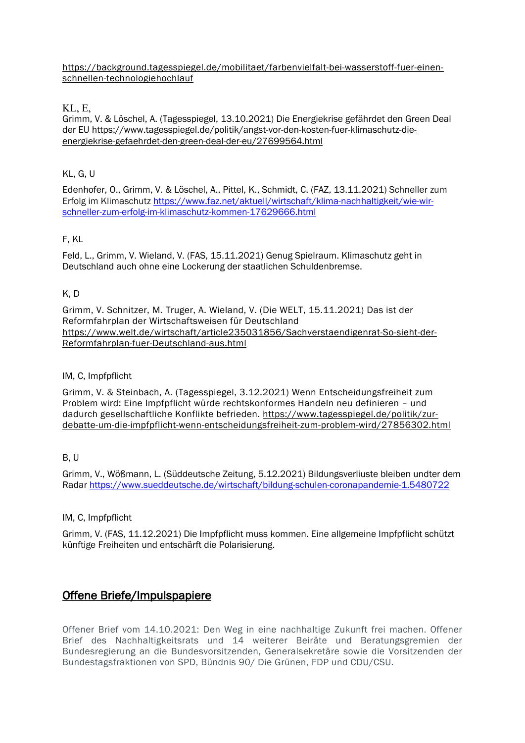https://background.tagesspiegel.de/mobilitaet/farbenvielfalt-bei-wasserstoff-fuer-einen-schnellen-technologiehochlauf

KL, E,

Grimm, V. & Löschel, A. (Tagesspiegel, 13.10.2021) Die Energiekrise gefährdet den Green Deal der EU https://www.tagesspiegel.de/politik/angst-vor-den-kosten-fuer-klimaschutz-die-energiekrise-gefaehrdet-den-green-deal-der-eu/27699564.html

KL, G, U

Edenhofer, O., Grimm, V. & Löschel, A., Pittel, K., Schmidt, C. (FAZ, 13.11.2021) Schneller zum Erfolg im Klimaschutz https://www.faz.net/aktuell/wirtschaft/klima-nachhaltigkeit/wie-wir-schneller-zum-erfolg-im-klimaschutz-kommen-17629666.html

F, KL

Feld, L., Grimm, V. Wieland, V. (FAS, 15.11.2021) Genug Spielraum. Klimaschutz geht in Deutschland auch ohne eine Lockerung der staatlichen Schuldenbremse.

K, D

Grimm, V. Schnitzer, M. Truger, A. Wieland, V. (Die WELT, 15.11.2021) Das ist der Reformfahrplan der Wirtschaftsweisen für Deutschland https://www.welt.de/wirtschaft/article235031856/Sachverstaendigenrat-So-sieht-der-Reformfahrplan-fuer-Deutschland-aus.html

IM, C, Impfpflicht

Grimm, V. & Steinbach, A. (Tagesspiegel, 3.12.2021) Wenn Entscheidungsfreiheit zum Problem wird: Eine Impfpflicht würde rechtskonformes Handeln neu definieren – und dadurch gesellschaftliche Konflikte befrieden. https://www.tagesspiegel.de/politik/zur-debatte-um-die-impfpflicht-wenn-entscheidungsfreiheit-zum-problem-wird/27856302.html

B, U

Grimm, V., Wößmann, L. (Süddeutsche Zeitung, 5.12.2021) Bildungsverliuste bleiben undter dem Radar https://www.sueddeutsche.de/wirtschaft/bildung-schulen-coronapandemie-1.5480722

IM, C, Impfpflicht

Grimm, V. (FAS, 11.12.2021) Die Impfpflicht muss kommen. Eine allgemeine Impfpflicht schützt künftige Freiheiten und entschärft die Polarisierung.

## Offene Briefe/Impulspapiere

Offener Brief vom 14.10.2021: Den Weg in eine nachhaltige Zukunft frei machen. Offener Brief des Nachhaltigkeitsrats und 14 weiterer Beiräte und Beratungsgremien der Bundesregierung an die Bundesvorsitzenden, Generalsekretäre sowie die Vorsitzenden der Bundestagsfraktionen von SPD, Bündnis 90/ Die Grünen, FDP und CDU/CSU.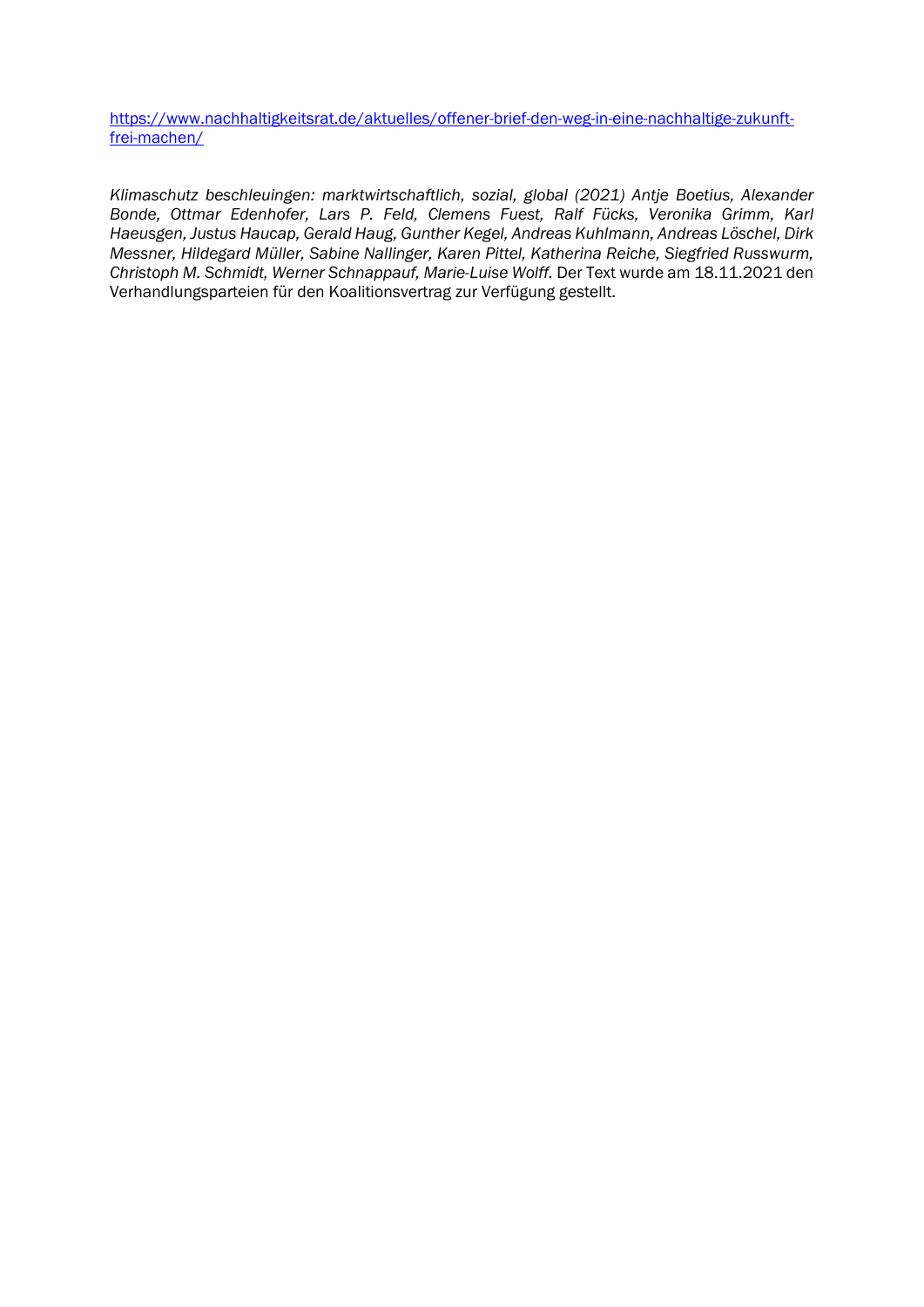[https://www.nachhaltigkeitsrat.de/aktuelles/offener-brief-den-weg-in-eine-nachhaltige-zukunft-frei-machen/](https://www.nachhaltigkeitsrat.de/aktuelles/offener-brief-den-weg-in-eine-nachhaltige-zukunft-frei-machen/)

*Klimaschutz beschleuingen: marktwirtschaftlich, sozial, global (2021) Antje Boetius, Alexander Bonde, Ottmar Edenhofer, Lars P. Feld, Clemens Fuest, Ralf Fücks, Veronika Grimm, Karl Haeusgen, Justus Haucap, Gerald Haug, Gunther Kegel, Andreas Kuhlmann, Andreas Löschel, Dirk Messner, Hildegard Müller, Sabine Nallinger, Karen Pittel, Katherina Reiche, Siegfried Russwurm, Christoph M. Schmidt, Werner Schnappauf, Marie-Luise Wolff.* Der Text wurde am 18.11.2021 den Verhandlungsparteien für den Koalitionsvertrag zur Verfügung gestellt.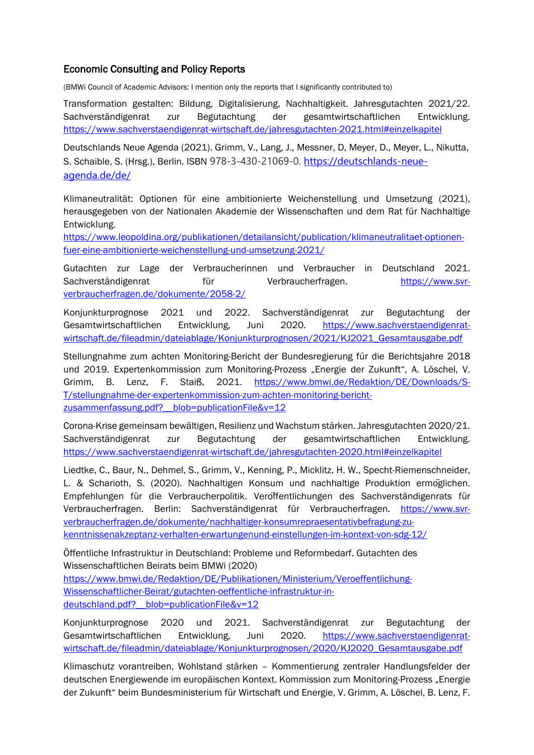### Economic Consulting and Policy Reports

(BMWi Council of Academic Advisors: I mention only the reports that I significantly contributed to)

Transformation gestalten: Bildung, Digitalisierung, Nachhaltigkeit. Jahresgutachten 2021/22. Sachverständigenrat zur Begutachtung der gesamtwirtschaftlichen Entwicklung. https://www.sachverstaendigenrat-wirtschaft.de/jahresgutachten-2021.html#einzelkapitel

Deutschlands Neue Agenda (2021). Grimm, V., Lang, J., Messner, D, Meyer, D., Meyer, L., Nikutta, S. Schaible, S. (Hrsg.), Berlin. ISBN 978-3-430-21069-0. https://deutschlands-neue-agenda.de/de/

Klimaneutralität: Optionen für eine ambitionierte Weichenstellung und Umsetzung (2021), herausgegeben von der Nationalen Akademie der Wissenschaften und dem Rat für Nachhaltige Entwicklung. https://www.leopoldina.org/publikationen/detailansicht/publication/klimaneutralitaet-optionen-fuer-eine-ambitionierte-weichenstellung-und-umsetzung-2021/

Gutachten zur Lage der Verbraucherinnen und Verbraucher in Deutschland 2021. Sachverständigenrat für Verbraucherfragen. https://www.svr-verbraucherfragen.de/dokumente/2058-2/

Konjunkturprognose 2021 und 2022. Sachverständigenrat zur Begutachtung der Gesamtwirtschaftlichen Entwicklung, Juni 2020. https://www.sachverstaendigenrat-wirtschaft.de/fileadmin/dateiablage/Konjunkturprognosen/2021/KJ2021_Gesamtausgabe.pdf

Stellungnahme zum achten Monitoring-Bericht der Bundesregierung für die Berichtsjahre 2018 und 2019. Expertenkommission zum Monitoring-Prozess „Energie der Zukunft", A. Löschel, V. Grimm, B. Lenz, F. Staiß, 2021. https://www.bmwi.de/Redaktion/DE/Downloads/S-T/stellungnahme-der-expertenkommission-zum-achten-monitoring-bericht-zusammenfassung.pdf?__blob=publicationFile&v=12

Corona-Krise gemeinsam bewältigen, Resilienz und Wachstum stärken. Jahresgutachten 2020/21. Sachverständigenrat zur Begutachtung der gesamtwirtschaftlichen Entwicklung. https://www.sachverstaendigenrat-wirtschaft.de/jahresgutachten-2020.html#einzelkapitel

Liedtke, C., Baur, N., Dehmel, S., Grimm, V., Kenning, P., Micklitz, H. W., Specht-Riemenschneider, L. & Scharioth, S. (2020). Nachhaltigen Konsum und nachhaltige Produktion ermöglichen. Empfehlungen für die Verbraucherpolitik. Veröffentlichungen des Sachverständigenrats für Verbraucherfragen. Berlin: Sachverständigenrat für Verbraucherfragen. https://www.svr-verbraucherfragen.de/dokumente/nachhaltiger-konsumrepraesentativbefragung-zu-kenntnissenakzeptanz-verhalten-erwartungenund-einstellungen-im-kontext-von-sdg-12/

Öffentliche Infrastruktur in Deutschland: Probleme und Reformbedarf. Gutachten des Wissenschaftlichen Beirats beim BMWi (2020) https://www.bmwi.de/Redaktion/DE/Publikationen/Ministerium/Veroeffentlichung-Wissenschaftlicher-Beirat/gutachten-oeffentliche-infrastruktur-in-deutschland.pdf?__blob=publicationFile&v=12

Konjunkturprognose 2020 und 2021. Sachverständigenrat zur Begutachtung der Gesamtwirtschaftlichen Entwicklung, Juni 2020. https://www.sachverstaendigenrat-wirtschaft.de/fileadmin/dateiablage/Konjunkturprognosen/2020/KJ2020_Gesamtausgabe.pdf

Klimaschutz vorantreiben, Wohlstand stärken – Kommentierung zentraler Handlungsfelder der deutschen Energiewende im europäischen Kontext. Kommission zum Monitoring-Prozess „Energie der Zukunft" beim Bundesministerium für Wirtschaft und Energie, V. Grimm, A. Löschel, B. Lenz, F.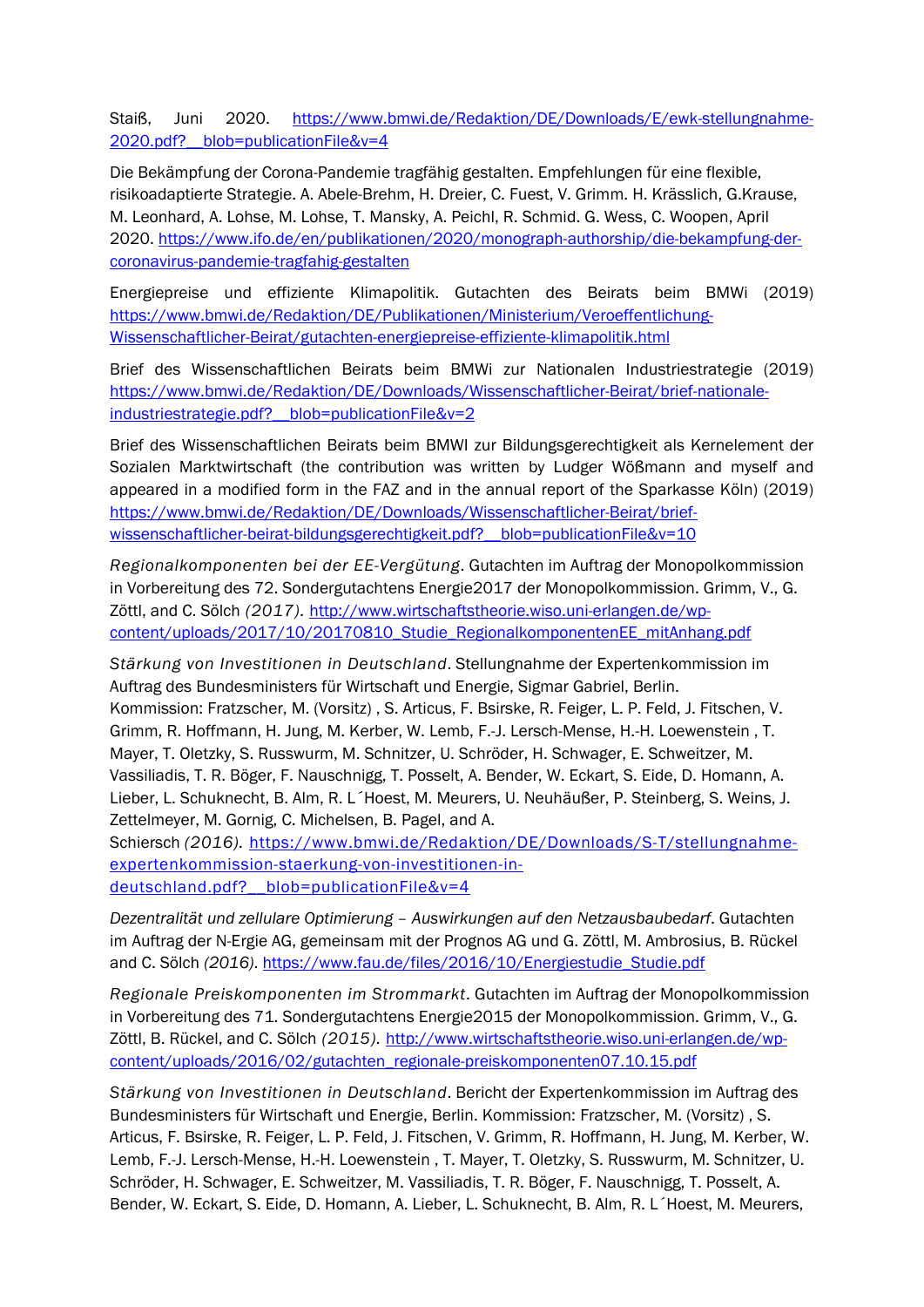Staiß, Juni 2020. https://www.bmwi.de/Redaktion/DE/Downloads/E/ewk-stellungnahme-2020.pdf?__blob=publicationFile&v=4

Die Bekämpfung der Corona-Pandemie tragfähig gestalten. Empfehlungen für eine flexible, risikoadaptierte Strategie. A. Abele-Brehm, H. Dreier, C. Fuest, V. Grimm. H. Krässlich, G.Krause, M. Leonhard, A. Lohse, M. Lohse, T. Mansky, A. Peichl, R. Schmid. G. Wess, C. Woopen, April 2020. https://www.ifo.de/en/publikationen/2020/monograph-authorship/die-bekampfung-der-coronavirus-pandemie-tragfahig-gestalten

Energiepreise und effiziente Klimapolitik. Gutachten des Beirats beim BMWi (2019) https://www.bmwi.de/Redaktion/DE/Publikationen/Ministerium/Veroeffentlichung-Wissenschaftlicher-Beirat/gutachten-energiepreise-effiziente-klimapolitik.html

Brief des Wissenschaftlichen Beirats beim BMWi zur Nationalen Industriestrategie (2019) https://www.bmwi.de/Redaktion/DE/Downloads/Wissenschaftlicher-Beirat/brief-nationale-industriestrategie.pdf?__blob=publicationFile&v=2

Brief des Wissenschaftlichen Beirats beim BMWI zur Bildungsgerechtigkeit als Kernelement der Sozialen Marktwirtschaft (the contribution was written by Ludger Wößmann and myself and appeared in a modified form in the FAZ and in the annual report of the Sparkasse Köln) (2019) https://www.bmwi.de/Redaktion/DE/Downloads/Wissenschaftlicher-Beirat/brief-wissenschaftlicher-beirat-bildungsgerechtigkeit.pdf?__blob=publicationFile&v=10

*Regionalkomponenten bei der EE-Vergütung*. Gutachten im Auftrag der Monopolkommission in Vorbereitung des 72. Sondergutachtens Energie2017 der Monopolkommission. Grimm, V., G. Zöttl, and C. Sölch *(2017).* http://www.wirtschaftstheorie.wiso.uni-erlangen.de/wp-content/uploads/2017/10/20170810_Studie_RegionalkomponentenEE_mitAnhang.pdf

*Stärkung von Investitionen in Deutschland*. Stellungnahme der Expertenkommission im Auftrag des Bundesministers für Wirtschaft und Energie, Sigmar Gabriel, Berlin. Kommission: Fratzscher, M. (Vorsitz) , S. Articus, F. Bsirske, R. Feiger, L. P. Feld, J. Fitschen, V. Grimm, R. Hoffmann, H. Jung, M. Kerber, W. Lemb, F.-J. Lersch-Mense, H.-H. Loewenstein , T. Mayer, T. Oletzky, S. Russwurm, M. Schnitzer, U. Schröder, H. Schwager, E. Schweitzer, M. Vassiliadis, T. R. Böger, F. Nauschnigg, T. Posselt, A. Bender, W. Eckart, S. Eide, D. Homann, A. Lieber, L. Schuknecht, B. Alm, R. L´Hoest, M. Meurers, U. Neuhäußer, P. Steinberg, S. Weins, J. Zettelmeyer, M. Gornig, C. Michelsen, B. Pagel, and A. Schiersch *(2016).* https://www.bmwi.de/Redaktion/DE/Downloads/S-T/stellungnahme-expertenkommission-staerkung-von-investitionen-in-deutschland.pdf?__blob=publicationFile&v=4

*Dezentralität und zellulare Optimierung – Auswirkungen auf den Netzausbaubedarf*. Gutachten im Auftrag der N-Ergie AG, gemeinsam mit der Prognos AG und G. Zöttl, M. Ambrosius, B. Rückel and C. Sölch *(2016).* https://www.fau.de/files/2016/10/Energiestudie_Studie.pdf

*Regionale Preiskomponenten im Strommarkt*. Gutachten im Auftrag der Monopolkommission in Vorbereitung des 71. Sondergutachtens Energie2015 der Monopolkommission. Grimm, V., G. Zöttl, B. Rückel, and C. Sölch *(2015).* http://www.wirtschaftstheorie.wiso.uni-erlangen.de/wp-content/uploads/2016/02/gutachten_regionale-preiskomponenten07.10.15.pdf

*Stärkung von Investitionen in Deutschland*. Bericht der Expertenkommission im Auftrag des Bundesministers für Wirtschaft und Energie, Berlin. Kommission: Fratzscher, M. (Vorsitz) , S. Articus, F. Bsirske, R. Feiger, L. P. Feld, J. Fitschen, V. Grimm, R. Hoffmann, H. Jung, M. Kerber, W. Lemb, F.-J. Lersch-Mense, H.-H. Loewenstein , T. Mayer, T. Oletzky, S. Russwurm, M. Schnitzer, U. Schröder, H. Schwager, E. Schweitzer, M. Vassiliadis, T. R. Böger, F. Nauschnigg, T. Posselt, A. Bender, W. Eckart, S. Eide, D. Homann, A. Lieber, L. Schuknecht, B. Alm, R. L´Hoest, M. Meurers,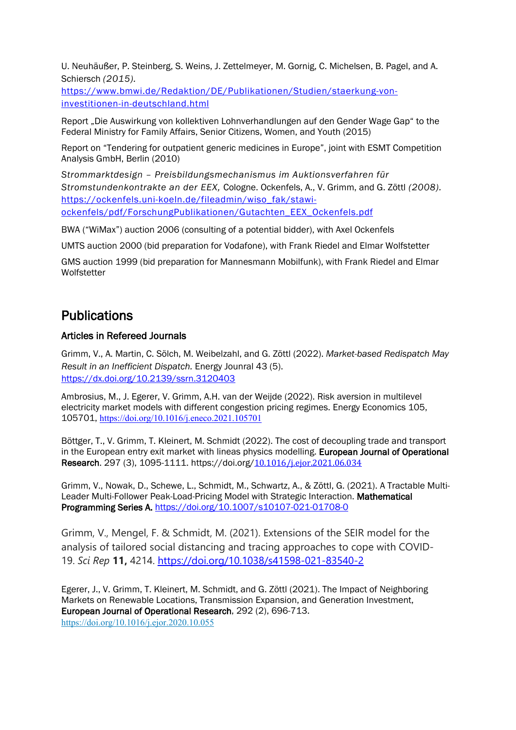U. Neuhäußer, P. Steinberg, S. Weins, J. Zettelmeyer, M. Gornig, C. Michelsen, B. Pagel, and A. Schiersch *(2015)*. https://www.bmwi.de/Redaktion/DE/Publikationen/Studien/staerkung-von-investitionen-in-deutschland.html

Report „Die Auswirkung von kollektiven Lohnverhandlungen auf den Gender Wage Gap" to the Federal Ministry for Family Affairs, Senior Citizens, Women, and Youth (2015)

Report on "Tendering for outpatient generic medicines in Europe", joint with ESMT Competition Analysis GmbH, Berlin (2010)

*Strommarktdesign – Preisbildungsmechanismus im Auktionsverfahren für Stromstundenkontrakte an der EEX,* Cologne. Ockenfels, A., V. Grimm, and G. Zöttl *(2008)*. https://ockenfels.uni-koeln.de/fileadmin/wiso_fak/stawi-ockenfels/pdf/ForschungPublikationen/Gutachten_EEX_Ockenfels.pdf

BWA ("WiMax") auction 2006 (consulting of a potential bidder), with Axel Ockenfels

UMTS auction 2000 (bid preparation for Vodafone), with Frank Riedel and Elmar Wolfstetter

GMS auction 1999 (bid preparation for Mannesmann Mobilfunk), with Frank Riedel and Elmar Wolfstetter

## Publications

### Articles in Refereed Journals

Grimm, V., A. Martin, C. Sölch, M. Weibelzahl, and G. Zöttl (2022). *Market-based Redispatch May Result in an Inefficient Dispatch.* Energy Jounral 43 (5). https://dx.doi.org/10.2139/ssrn.3120403

Ambrosius, M., J. Egerer, V. Grimm, A.H. van der Weijde (2022). Risk aversion in multilevel electricity market models with different congestion pricing regimes. Energy Economics 105, 105701, https://doi.org/10.1016/j.eneco.2021.105701

Böttger, T., V. Grimm, T. Kleinert, M. Schmidt (2022). The cost of decoupling trade and transport in the European entry exit market with lineas physics modelling. **European Journal of Operational Research**. 297 (3), 1095-1111. https://doi.org/10.1016/j.ejor.2021.06.034

Grimm, V., Nowak, D., Schewe, L., Schmidt, M., Schwartz, A., & Zöttl, G. (2021). A Tractable Multi-Leader Multi-Follower Peak-Load-Pricing Model with Strategic Interaction. **Mathematical Programming Series A.** https://doi.org/10.1007/s10107-021-01708-0

Grimm, V., Mengel, F. & Schmidt, M. (2021). Extensions of the SEIR model for the analysis of tailored social distancing and tracing approaches to cope with COVID-19. *Sci Rep* **11,** 4214. https://doi.org/10.1038/s41598-021-83540-2

Egerer, J., V. Grimm, T. Kleinert, M. Schmidt, and G. Zöttl (2021). The Impact of Neighboring Markets on Renewable Locations, Transmission Expansion, and Generation Investment, **European Journal of Operational Research**, 292 (2), 696-713. https://doi.org/10.1016/j.ejor.2020.10.055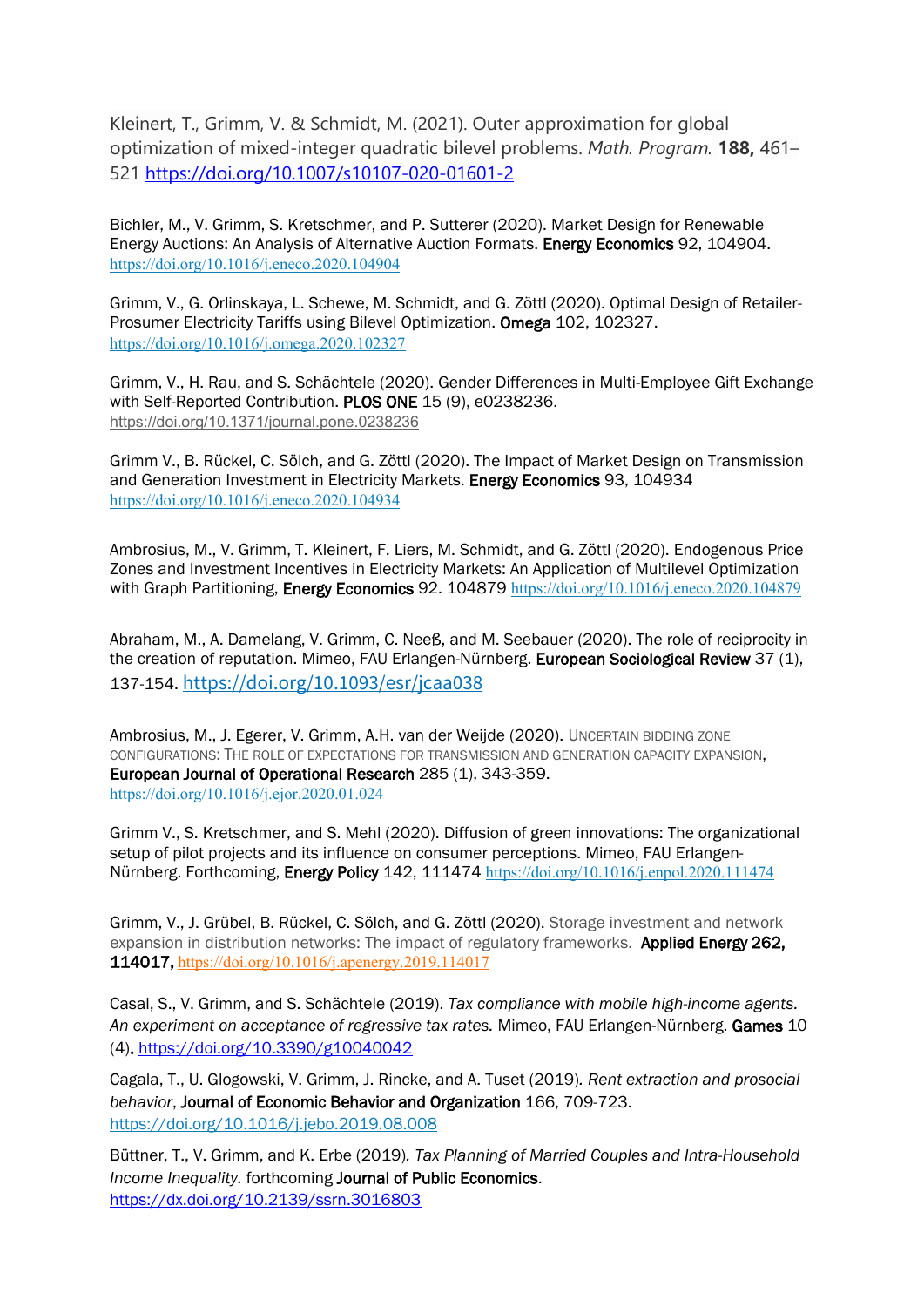Kleinert, T., Grimm, V. & Schmidt, M. (2021). Outer approximation for global optimization of mixed-integer quadratic bilevel problems. *Math. Program.* **188,** 461–521 https://doi.org/10.1007/s10107-020-01601-2

Bichler, M., V. Grimm, S. Kretschmer, and P. Sutterer (2020). Market Design for Renewable Energy Auctions: An Analysis of Alternative Auction Formats. **Energy Economics** 92, 104904. https://doi.org/10.1016/j.eneco.2020.104904

Grimm, V., G. Orlinskaya, L. Schewe, M. Schmidt, and G. Zöttl (2020). Optimal Design of Retailer-Prosumer Electricity Tariffs using Bilevel Optimization. **Omega** 102, 102327. https://doi.org/10.1016/j.omega.2020.102327

Grimm, V., H. Rau, and S. Schächtele (2020). Gender Differences in Multi-Employee Gift Exchange with Self-Reported Contribution. **PLOS ONE** 15 (9), e0238236. https://doi.org/10.1371/journal.pone.0238236

Grimm V., B. Rückel, C. Sölch, and G. Zöttl (2020). The Impact of Market Design on Transmission and Generation Investment in Electricity Markets. **Energy Economics** 93, 104934 https://doi.org/10.1016/j.eneco.2020.104934

Ambrosius, M., V. Grimm, T. Kleinert, F. Liers, M. Schmidt, and G. Zöttl (2020). Endogenous Price Zones and Investment Incentives in Electricity Markets: An Application of Multilevel Optimization with Graph Partitioning, **Energy Economics** 92. 104879 https://doi.org/10.1016/j.eneco.2020.104879

Abraham, M., A. Damelang, V. Grimm, C. Neeß, and M. Seebauer (2020). The role of reciprocity in the creation of reputation. Mimeo, FAU Erlangen-Nürnberg. **European Sociological Review** 37 (1), 137-154. https://doi.org/10.1093/esr/jcaa038

Ambrosius, M., J. Egerer, V. Grimm, A.H. van der Weijde (2020). UNCERTAIN BIDDING ZONE CONFIGURATIONS: THE ROLE OF EXPECTATIONS FOR TRANSMISSION AND GENERATION CAPACITY EXPANSION, **European Journal of Operational Research** 285 (1), 343-359. https://doi.org/10.1016/j.ejor.2020.01.024

Grimm V., S. Kretschmer, and S. Mehl (2020). Diffusion of green innovations: The organizational setup of pilot projects and its influence on consumer perceptions. Mimeo, FAU Erlangen-Nürnberg. Forthcoming, **Energy Policy** 142, 111474 https://doi.org/10.1016/j.enpol.2020.111474

Grimm, V., J. Grübel, B. Rückel, C. Sölch, and G. Zöttl (2020). Storage investment and network expansion in distribution networks: The impact of regulatory frameworks. **Applied Energy 262, 114017,** https://doi.org/10.1016/j.apenergy.2019.114017

Casal, S., V. Grimm, and S. Schächtele (2019). *Tax compliance with mobile high-income agents. An experiment on acceptance of regressive tax rates.* Mimeo, FAU Erlangen-Nürnberg. **Games** 10 (4)**.** https://doi.org/10.3390/g10040042

Cagala, T., U. Glogowski, V. Grimm, J. Rincke, and A. Tuset (2019). *Rent extraction and prosocial behavior*, **Journal of Economic Behavior and Organization** 166, 709-723. https://doi.org/10.1016/j.jebo.2019.08.008

Büttner, T., V. Grimm, and K. Erbe (2019). *Tax Planning of Married Couples and Intra-Household Income Inequality*. forthcoming **Journal of Public Economics**. https://dx.doi.org/10.2139/ssrn.3016803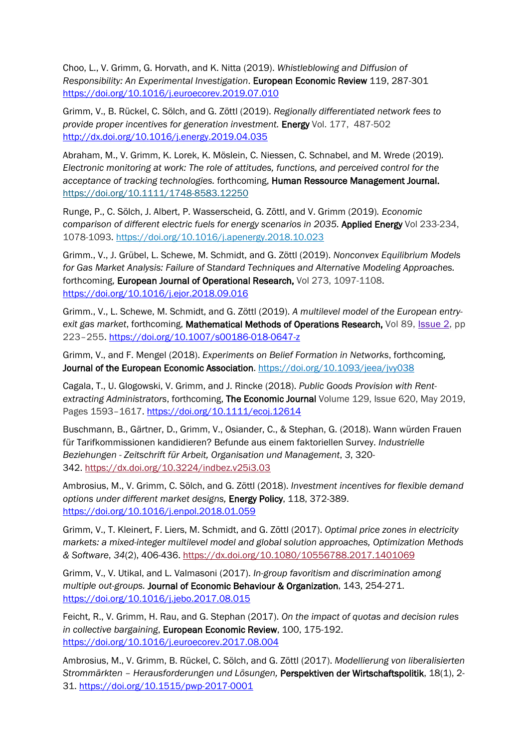Choo, L., V. Grimm, G. Horvath, and K. Nitta (2019). *Whistleblowing and Diffusion of Responsibility: An Experimental Investigation*. **European Economic Review** 119, 287-301 https://doi.org/10.1016/j.euroecorev.2019.07.010

Grimm, V., B. Rückel, C. Sölch, and G. Zöttl (2019). *Regionally differentiated network fees to provide proper incentives for generation investment.* **Energy** Vol. 177, 487-502 http://dx.doi.org/10.1016/j.energy.2019.04.035

Abraham, M., V. Grimm, K. Lorek, K. Möslein, C. Niessen, C. Schnabel, and M. Wrede (2019). *Electronic monitoring at work: The role of attitudes, functions, and perceived control for the acceptance of tracking technologies.* forthcoming, **Human Ressource Management Journal.** https://doi.org/10.1111/1748-8583.12250

Runge, P., C. Sölch, J. Albert, P. Wasserscheid, G. Zöttl, and V. Grimm (2019). *Economic comparison of different electric fuels for energy scenarios in 2035.* **Applied Energy** Vol 233-234, 1078-1093. https://doi.org/10.1016/j.apenergy.2018.10.023

Grimm., V., J. Grübel, L. Schewe, M. Schmidt, and G. Zöttl (2019). *Nonconvex Equilibrium Models for Gas Market Analysis: Failure of Standard Techniques and Alternative Modeling Approaches.* forthcoming, **European Journal of Operational Research,** Vol 273, 1097-1108. https://doi.org/10.1016/j.ejor.2018.09.016

Grimm., V., L. Schewe, M. Schmidt, and G. Zöttl (2019). *A multilevel model of the European entry-exit gas market*, forthcoming, **Mathematical Methods of Operations Research,** Vol 89, Issue 2, pp 223–255. https://doi.org/10.1007/s00186-018-0647-z

Grimm, V., and F. Mengel (2018). *Experiments on Belief Formation in Networks*, forthcoming, **Journal of the European Economic Association**. https://doi.org/10.1093/jeea/jvy038

Cagala, T., U. Glogowski, V. Grimm, and J. Rincke (2018). *Public Goods Provision with Rent-extracting Administrators*, forthcoming, **The Economic Journal** Volume 129, Issue 620, May 2019, Pages 1593–1617. https://doi.org/10.1111/ecoj.12614

Buschmann, B., Gärtner, D., Grimm, V., Osiander, C., & Stephan, G. (2018). Wann würden Frauen für Tarifkommissionen kandidieren? Befunde aus einem faktoriellen Survey. *Industrielle Beziehungen - Zeitschrift für Arbeit, Organisation und Management*, *3*, 320-342. https://dx.doi.org/10.3224/indbez.v25i3.03

Ambrosius, M., V. Grimm, C. Sölch, and G. Zöttl (2018). *Investment incentives for flexible demand options under different market designs,* **Energy Policy**, 118, 372-389. https://doi.org/10.1016/j.enpol.2018.01.059

Grimm, V., T. Kleinert, F. Liers, M. Schmidt, and G. Zöttl (2017). *Optimal price zones in electricity markets: a mixed-integer multilevel model and global solution approaches, Optimization Methods & Software*, *34*(2), 406-436. https://dx.doi.org/10.1080/10556788.2017.1401069

Grimm, V., V. Utikal, and L. Valmasoni (2017). *In-group favoritism and discrimination among multiple out-groups.* **Journal of Economic Behaviour & Organization**, 143, 254-271. https://doi.org/10.1016/j.jebo.2017.08.015

Feicht, R., V. Grimm, H. Rau, and G. Stephan (2017). *On the impact of quotas and decision rules in collective bargaining*, **European Economic Review**, 100, 175-192. https://doi.org/10.1016/j.euroecorev.2017.08.004

Ambrosius, M., V. Grimm, B. Rückel, C. Sölch, and G. Zöttl (2017). *Modellierung von liberalisierten Strommärkten – Herausforderungen und Lösungen,* **Perspektiven der Wirtschaftspolitik**, 18(1), 2-31. https://doi.org/10.1515/pwp-2017-0001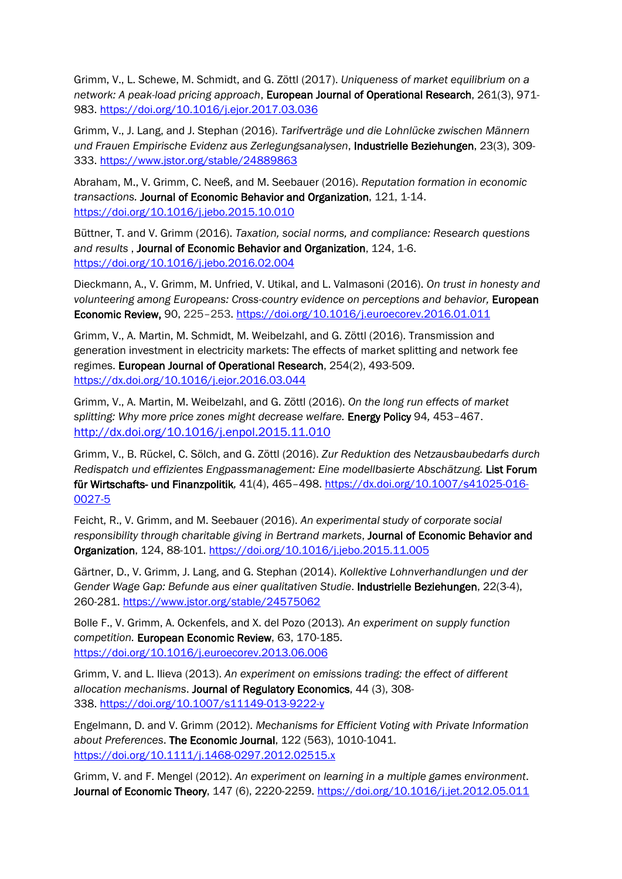Grimm, V., L. Schewe, M. Schmidt, and G. Zöttl (2017). *Uniqueness of market equilibrium on a network: A peak-load pricing approach*, **European Journal of Operational Research**, 261(3), 971-983. https://doi.org/10.1016/j.ejor.2017.03.036

Grimm, V., J. Lang, and J. Stephan (2016). *Tarifverträge und die Lohnlücke zwischen Männern und Frauen Empirische Evidenz aus Zerlegungsanalysen*, **Industrielle Beziehungen**, 23(3), 309-333. https://www.jstor.org/stable/24889863

Abraham, M., V. Grimm, C. Neeß, and M. Seebauer (2016). *Reputation formation in economic transactions.* **Journal of Economic Behavior and Organization**, 121, 1-14. https://doi.org/10.1016/j.jebo.2015.10.010

Büttner, T. and V. Grimm (2016). *Taxation, social norms, and compliance: Research questions and results* , **Journal of Economic Behavior and Organization**, 124, 1-6. https://doi.org/10.1016/j.jebo.2016.02.004

Dieckmann, A., V. Grimm, M. Unfried, V. Utikal, and L. Valmasoni (2016). *On trust in honesty and volunteering among Europeans: Cross-country evidence on perceptions and behavior,* **European Economic Review,** 90, 225–253. https://doi.org/10.1016/j.euroecorev.2016.01.011

Grimm, V., A. Martin, M. Schmidt, M. Weibelzahl, and G. Zöttl (2016). Transmission and generation investment in electricity markets: The effects of market splitting and network fee regimes. **European Journal of Operational Research**, 254(2), 493-509. https://dx.doi.org/10.1016/j.ejor.2016.03.044

Grimm, V., A. Martin, M. Weibelzahl, and G. Zöttl (2016). *On the long run effects of market splitting: Why more price zones might decrease welfare.* **Energy Policy** 94*,* 453–467. http://dx.doi.org/10.1016/j.enpol.2015.11.010

Grimm, V., B. Rückel, C. Sölch, and G. Zöttl (2016). *Zur Reduktion des Netzausbaubedarfs durch Redispatch und effizientes Engpassmanagement: Eine modellbasierte Abschätzung.* **List Forum für Wirtschafts- und Finanzpolitik***,* 41(4), 465–498. https://dx.doi.org/10.1007/s41025-016-0027-5

Feicht, R., V. Grimm, and M. Seebauer (2016). *An experimental study of corporate social responsibility through charitable giving in Bertrand markets*, **Journal of Economic Behavior and Organization**, 124, 88-101. https://doi.org/10.1016/j.jebo.2015.11.005

Gärtner, D., V. Grimm, J. Lang, and G. Stephan (2014). *Kollektive Lohnverhandlungen und der Gender Wage Gap: Befunde aus einer qualitativen Studie*. **Industrielle Beziehungen**, 22(3-4), 260-281. https://www.jstor.org/stable/24575062

Bolle F., V. Grimm, A. Ockenfels, and X. del Pozo (2013). *An experiment on supply function competition.* **European Economic Review**, 63, 170-185. https://doi.org/10.1016/j.euroecorev.2013.06.006

Grimm, V. and L. Ilieva (2013). *An experiment on emissions trading: the effect of different allocation mechanisms*. **Journal of Regulatory Economics**, 44 (3), 308-338. https://doi.org/10.1007/s11149-013-9222-y

Engelmann, D. and V. Grimm (2012). *Mechanisms for Efficient Voting with Private Information about Preferences*. **The Economic Journal**, 122 (563), 1010-1041. https://doi.org/10.1111/j.1468-0297.2012.02515.x

Grimm, V. and F. Mengel (2012). *An experiment on learning in a multiple games environment*. **Journal of Economic Theory**, 147 (6), 2220-2259. https://doi.org/10.1016/j.jet.2012.05.011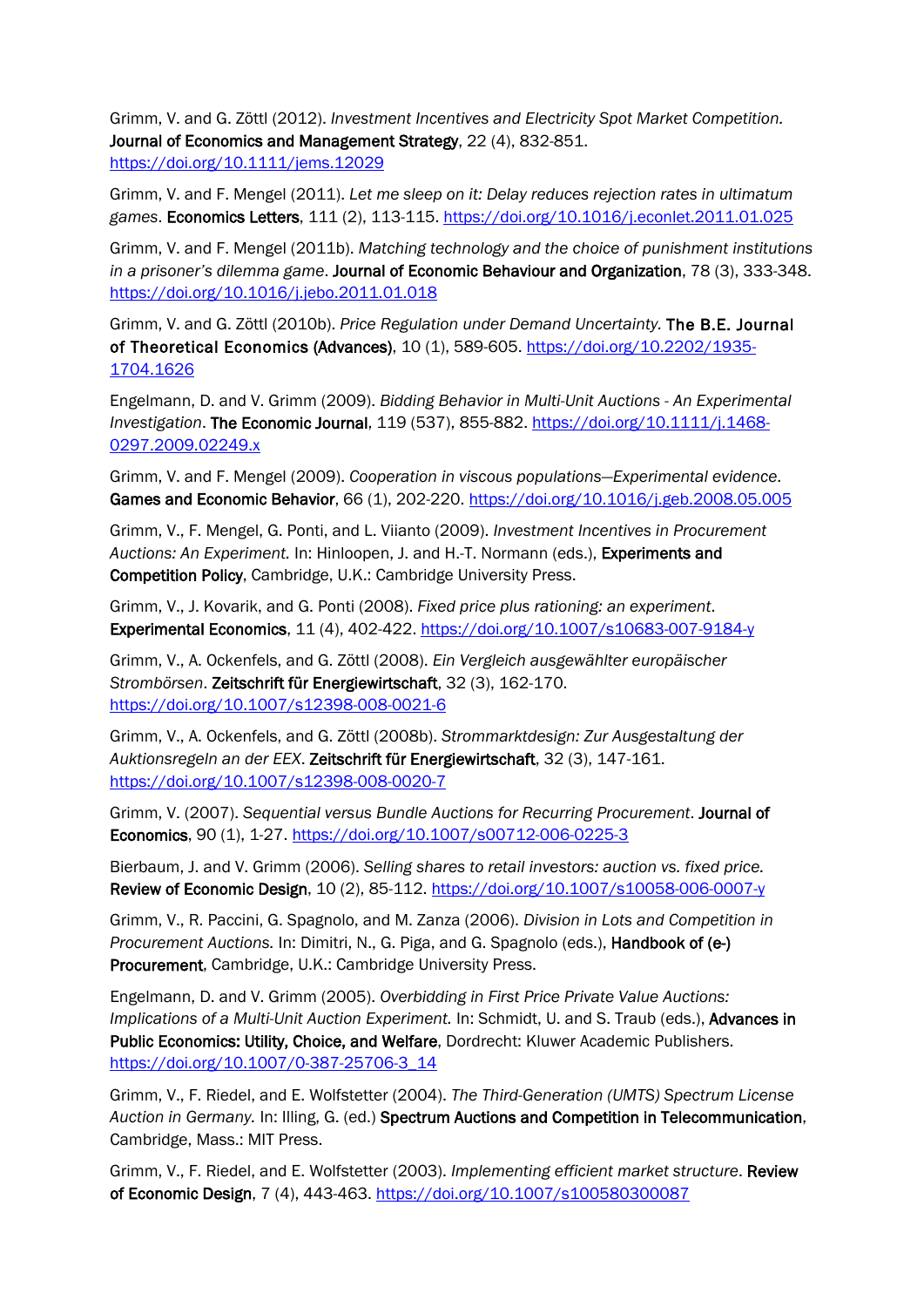Grimm, V. and G. Zöttl (2012). *Investment Incentives and Electricity Spot Market Competition.* **Journal of Economics and Management Strategy**, 22 (4), 832-851. https://doi.org/10.1111/jems.12029

Grimm, V. and F. Mengel (2011). *Let me sleep on it: Delay reduces rejection rates in ultimatum games*. **Economics Letters**, 111 (2), 113-115. https://doi.org/10.1016/j.econlet.2011.01.025

Grimm, V. and F. Mengel (2011b). *Matching technology and the choice of punishment institutions in a prisoner's dilemma game*. **Journal of Economic Behaviour and Organization**, 78 (3), 333-348. https://doi.org/10.1016/j.jebo.2011.01.018

Grimm, V. and G. Zöttl (2010b). *Price Regulation under Demand Uncertainty.* **The B.E. Journal of Theoretical Economics (Advances)**, 10 (1), 589-605. https://doi.org/10.2202/1935-1704.1626

Engelmann, D. and V. Grimm (2009). *Bidding Behavior in Multi-Unit Auctions - An Experimental Investigation*. **The Economic Journal**, 119 (537), 855-882. https://doi.org/10.1111/j.1468-0297.2009.02249.x

Grimm, V. and F. Mengel (2009). *Cooperation in viscous populations—Experimental evidence*. **Games and Economic Behavior**, 66 (1), 202-220. https://doi.org/10.1016/j.geb.2008.05.005

Grimm, V., F. Mengel, G. Ponti, and L. Viianto (2009). *Investment Incentives in Procurement Auctions: An Experiment.* In: Hinloopen, J. and H.-T. Normann (eds.), **Experiments and Competition Policy**, Cambridge, U.K.: Cambridge University Press.

Grimm, V., J. Kovarik, and G. Ponti (2008). *Fixed price plus rationing: an experiment*. **Experimental Economics**, 11 (4), 402-422. https://doi.org/10.1007/s10683-007-9184-y

Grimm, V., A. Ockenfels, and G. Zöttl (2008). *Ein Vergleich ausgewählter europäischer Strombörsen*. **Zeitschrift für Energiewirtschaft**, 32 (3), 162-170. https://doi.org/10.1007/s12398-008-0021-6

Grimm, V., A. Ockenfels, and G. Zöttl (2008b). *Strommarktdesign: Zur Ausgestaltung der Auktionsregeln an der EEX*. **Zeitschrift für Energiewirtschaft**, 32 (3), 147-161. https://doi.org/10.1007/s12398-008-0020-7

Grimm, V. (2007). *Sequential versus Bundle Auctions for Recurring Procurement*. **Journal of Economics**, 90 (1), 1-27. https://doi.org/10.1007/s00712-006-0225-3

Bierbaum, J. and V. Grimm (2006). *Selling shares to retail investors: auction vs. fixed price.* **Review of Economic Design**, 10 (2), 85-112. https://doi.org/10.1007/s10058-006-0007-y

Grimm, V., R. Paccini, G. Spagnolo, and M. Zanza (2006). *Division in Lots and Competition in Procurement Auctions.* In: Dimitri, N., G. Piga, and G. Spagnolo (eds.), **Handbook of (e-) Procurement**, Cambridge, U.K.: Cambridge University Press.

Engelmann, D. and V. Grimm (2005). *Overbidding in First Price Private Value Auctions: Implications of a Multi-Unit Auction Experiment.* In: Schmidt, U. and S. Traub (eds.), **Advances in Public Economics: Utility, Choice, and Welfare**, Dordrecht: Kluwer Academic Publishers. https://doi.org/10.1007/0-387-25706-3_14

Grimm, V., F. Riedel, and E. Wolfstetter (2004). *The Third-Generation (UMTS) Spectrum License Auction in Germany.* In: Illing, G. (ed.) **Spectrum Auctions and Competition in Telecommunication**, Cambridge, Mass.: MIT Press.

Grimm, V., F. Riedel, and E. Wolfstetter (2003). *Implementing efficient market structure*. **Review of Economic Design**, 7 (4), 443-463. https://doi.org/10.1007/s100580300087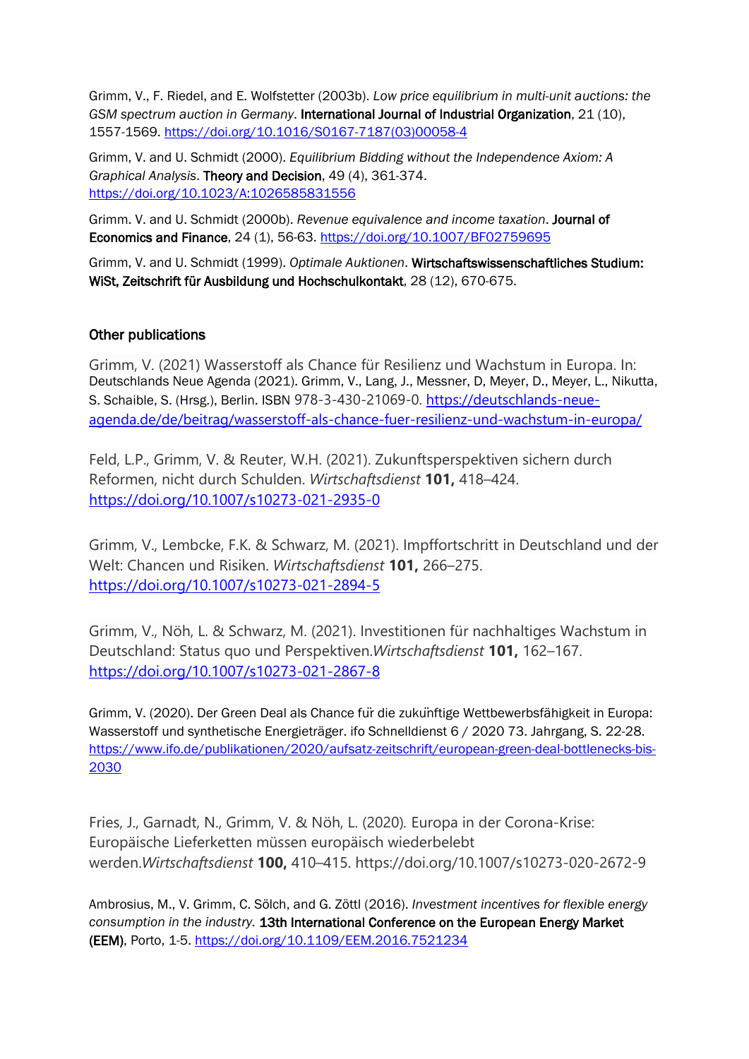Grimm, V., F. Riedel, and E. Wolfstetter (2003b). *Low price equilibrium in multi-unit auctions: the GSM spectrum auction in Germany*. International Journal of Industrial Organization, 21 (10), 1557-1569. https://doi.org/10.1016/S0167-7187(03)00058-4

Grimm, V. and U. Schmidt (2000). *Equilibrium Bidding without the Independence Axiom: A Graphical Analysis*. Theory and Decision, 49 (4), 361-374. https://doi.org/10.1023/A:1026585831556

Grimm. V. and U. Schmidt (2000b). *Revenue equivalence and income taxation*. Journal of Economics and Finance, 24 (1), 56-63. https://doi.org/10.1007/BF02759695

Grimm, V. and U. Schmidt (1999). *Optimale Auktionen*. Wirtschaftswissenschaftliches Studium: WiSt, Zeitschrift für Ausbildung und Hochschulkontakt, 28 (12), 670-675.

## Other publications

Grimm, V. (2021) Wasserstoff als Chance für Resilienz und Wachstum in Europa. In: Deutschlands Neue Agenda (2021). Grimm, V., Lang, J., Messner, D, Meyer, D., Meyer, L., Nikutta, S. Schaible, S. (Hrsg.), Berlin. ISBN 978-3-430-21069-0. https://deutschlands-neue-agenda.de/de/beitrag/wasserstoff-als-chance-fuer-resilienz-und-wachstum-in-europa/

Feld, L.P., Grimm, V. & Reuter, W.H. (2021). Zukunftsperspektiven sichern durch Reformen, nicht durch Schulden. *Wirtschaftsdienst* **101,** 418–424. https://doi.org/10.1007/s10273-021-2935-0

Grimm, V., Lembcke, F.K. & Schwarz, M. (2021). Impffortschritt in Deutschland und der Welt: Chancen und Risiken. *Wirtschaftsdienst* **101,** 266–275. https://doi.org/10.1007/s10273-021-2894-5

Grimm, V., Nöh, L. & Schwarz, M. (2021). Investitionen für nachhaltiges Wachstum in Deutschland: Status quo und Perspektiven.*Wirtschaftsdienst* **101,** 162–167. https://doi.org/10.1007/s10273-021-2867-8

Grimm, V. (2020). Der Green Deal als Chance für die zukünftige Wettbewerbsfähigkeit in Europa: Wasserstoff und synthetische Energieträger. ifo Schnelldienst 6 / 2020 73. Jahrgang, S. 22-28. https://www.ifo.de/publikationen/2020/aufsatz-zeitschrift/european-green-deal-bottlenecks-bis-2030

Fries, J., Garnadt, N., Grimm, V. & Nöh, L. (2020). Europa in der Corona-Krise: Europäische Lieferketten müssen europäisch wiederbelebt werden.*Wirtschaftsdienst* **100,** 410–415. https://doi.org/10.1007/s10273-020-2672-9

Ambrosius, M., V. Grimm, C. Sölch, and G. Zöttl (2016). *Investment incentives for flexible energy consumption in the industry*. 13th International Conference on the European Energy Market (EEM), Porto, 1-5. https://doi.org/10.1109/EEM.2016.7521234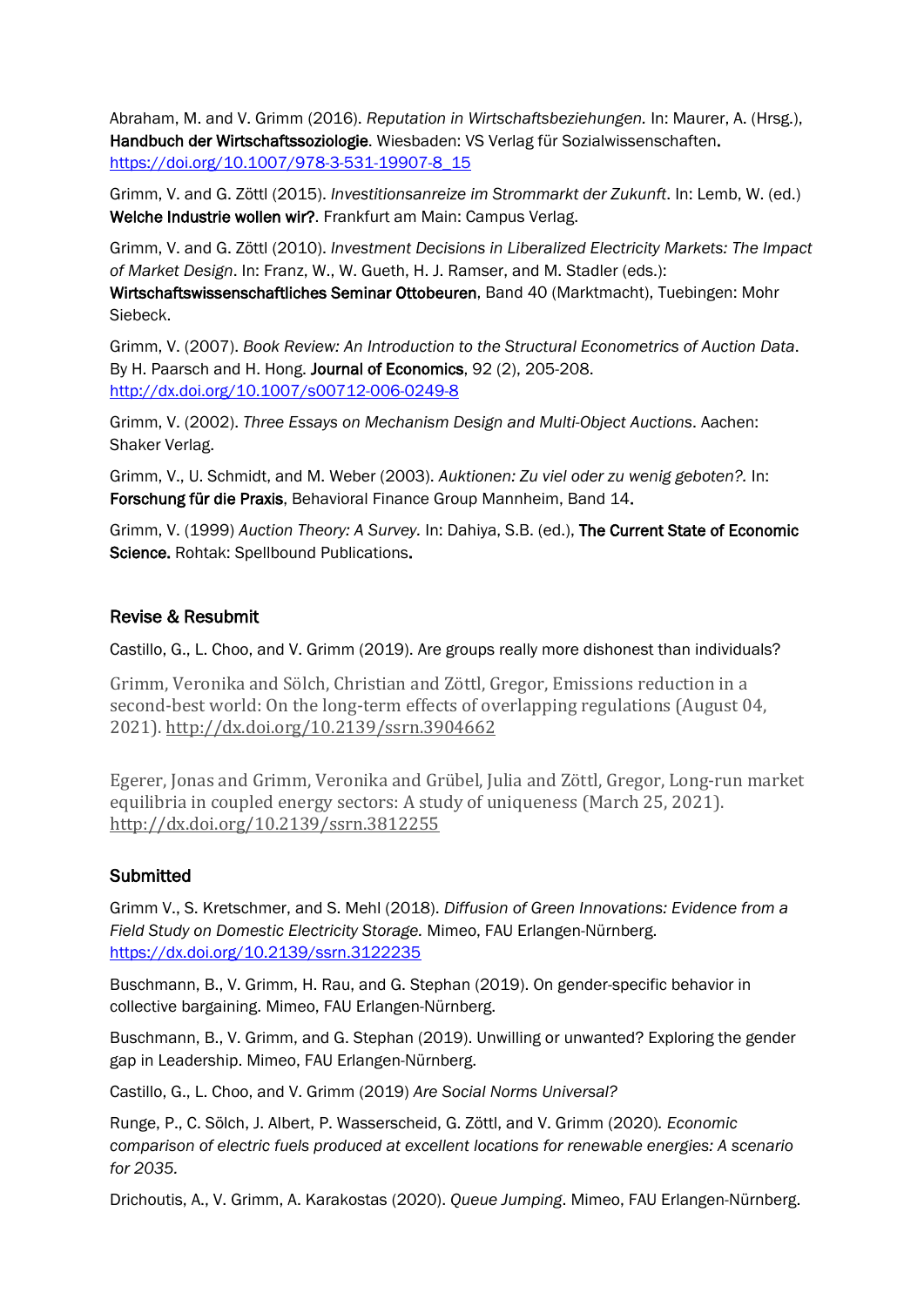Abraham, M. and V. Grimm (2016). *Reputation in Wirtschaftsbeziehungen.* In: Maurer, A. (Hrsg.), **Handbuch der Wirtschaftssoziologie**. Wiesbaden: VS Verlag für Sozialwissenschaften. https://doi.org/10.1007/978-3-531-19907-8_15

Grimm, V. and G. Zöttl (2015). *Investitionsanreize im Strommarkt der Zukunft*. In: Lemb, W. (ed.) **Welche Industrie wollen wir?**. Frankfurt am Main: Campus Verlag.

Grimm, V. and G. Zöttl (2010). *Investment Decisions in Liberalized Electricity Markets: The Impact of Market Design*. In: Franz, W., W. Gueth, H. J. Ramser, and M. Stadler (eds.): **Wirtschaftswissenschaftliches Seminar Ottobeuren**, Band 40 (Marktmacht), Tuebingen: Mohr Siebeck.

Grimm, V. (2007). *Book Review: An Introduction to the Structural Econometrics of Auction Data*. By H. Paarsch and H. Hong. **Journal of Economics**, 92 (2), 205-208. http://dx.doi.org/10.1007/s00712-006-0249-8

Grimm, V. (2002). *Three Essays on Mechanism Design and Multi-Object Auctions*. Aachen: Shaker Verlag.

Grimm, V., U. Schmidt, and M. Weber (2003). *Auktionen: Zu viel oder zu wenig geboten?.* In: **Forschung für die Praxis**, Behavioral Finance Group Mannheim, Band 14.

Grimm, V. (1999) *Auction Theory: A Survey.* In: Dahiya, S.B. (ed.), **The Current State of Economic Science.** Rohtak: Spellbound Publications.

## Revise & Resubmit

Castillo, G., L. Choo, and V. Grimm (2019). Are groups really more dishonest than individuals?

Grimm, Veronika and Sölch, Christian and Zöttl, Gregor, Emissions reduction in a second-best world: On the long-term effects of overlapping regulations (August 04, 2021). http://dx.doi.org/10.2139/ssrn.3904662

Egerer, Jonas and Grimm, Veronika and Grübel, Julia and Zöttl, Gregor, Long-run market equilibria in coupled energy sectors: A study of uniqueness (March 25, 2021). http://dx.doi.org/10.2139/ssrn.3812255

## Submitted

Grimm V., S. Kretschmer, and S. Mehl (2018). *Diffusion of Green Innovations: Evidence from a Field Study on Domestic Electricity Storage.* Mimeo, FAU Erlangen-Nürnberg. https://dx.doi.org/10.2139/ssrn.3122235

Buschmann, B., V. Grimm, H. Rau, and G. Stephan (2019). On gender-specific behavior in collective bargaining. Mimeo, FAU Erlangen-Nürnberg.

Buschmann, B., V. Grimm, and G. Stephan (2019). Unwilling or unwanted? Exploring the gender gap in Leadership. Mimeo, FAU Erlangen-Nürnberg.

Castillo, G., L. Choo, and V. Grimm (2019) *Are Social Norms Universal?*

Runge, P., C. Sölch, J. Albert, P. Wasserscheid, G. Zöttl, and V. Grimm (2020). *Economic comparison of electric fuels produced at excellent locations for renewable energies: A scenario for 2035.*

Drichoutis, A., V. Grimm, A. Karakostas (2020). *Queue Jumping*. Mimeo, FAU Erlangen-Nürnberg.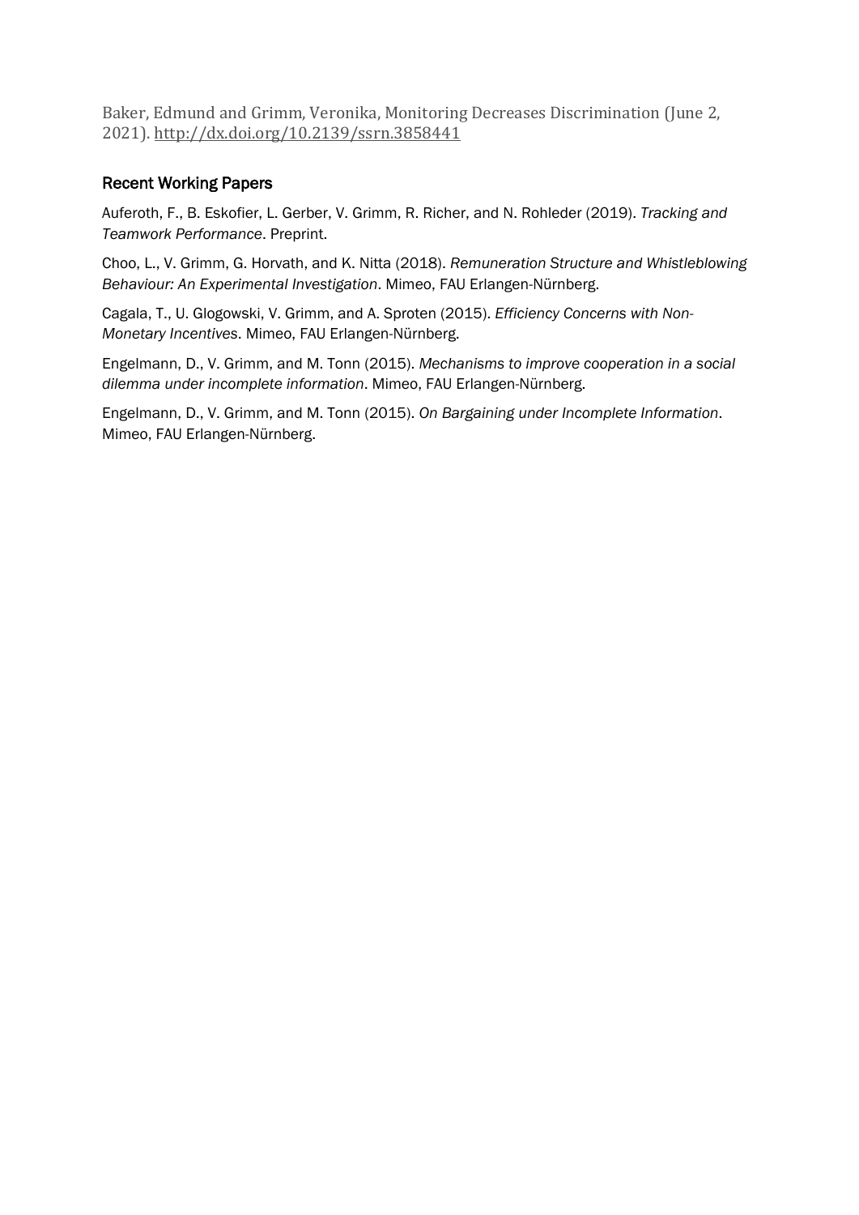Baker, Edmund and Grimm, Veronika, Monitoring Decreases Discrimination (June 2, 2021). http://dx.doi.org/10.2139/ssrn.3858441

### Recent Working Papers

Auferoth, F., B. Eskofier, L. Gerber, V. Grimm, R. Richer, and N. Rohleder (2019). *Tracking and Teamwork Performance*. Preprint.

Choo, L., V. Grimm, G. Horvath, and K. Nitta (2018). *Remuneration Structure and Whistleblowing Behaviour: An Experimental Investigation*. Mimeo, FAU Erlangen-Nürnberg.

Cagala, T., U. Glogowski, V. Grimm, and A. Sproten (2015). *Efficiency Concerns with Non-Monetary Incentives*. Mimeo, FAU Erlangen-Nürnberg.

Engelmann, D., V. Grimm, and M. Tonn (2015). *Mechanisms to improve cooperation in a social dilemma under incomplete information*. Mimeo, FAU Erlangen-Nürnberg.

Engelmann, D., V. Grimm, and M. Tonn (2015). *On Bargaining under Incomplete Information*. Mimeo, FAU Erlangen-Nürnberg.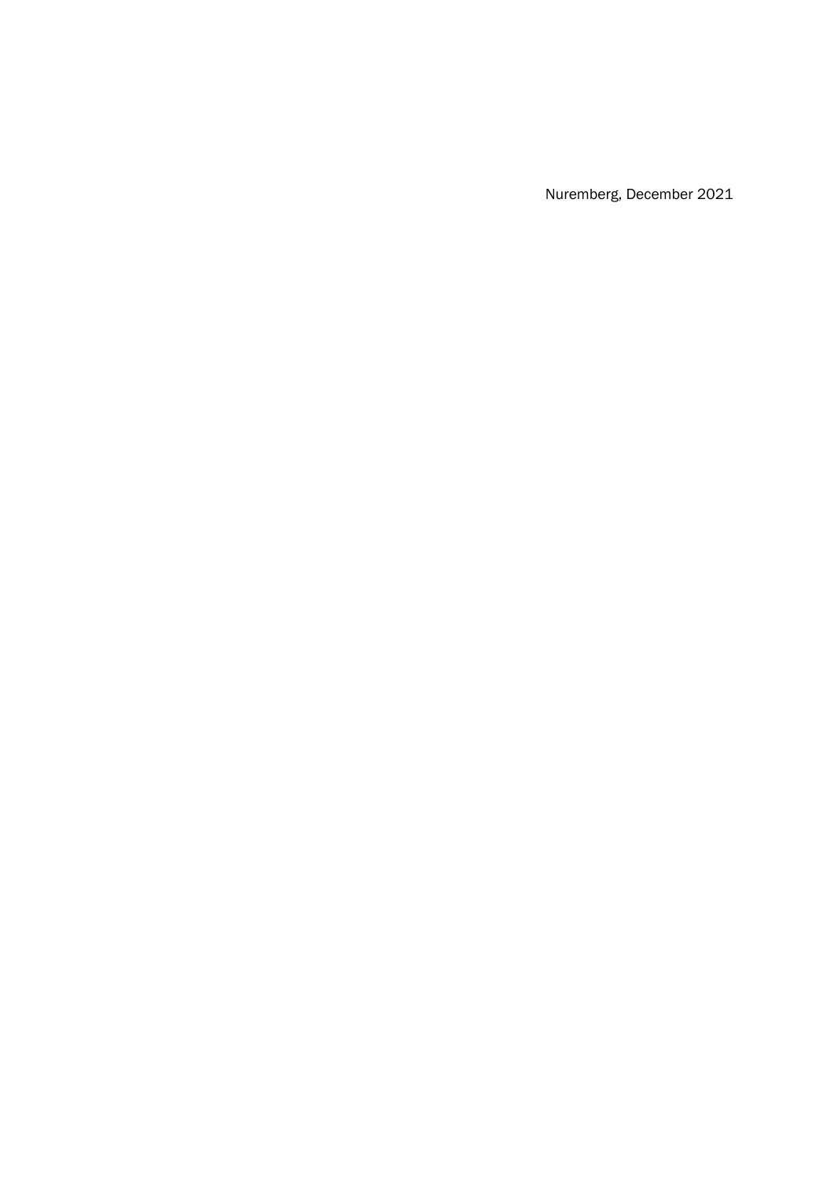Nuremberg, December 2021